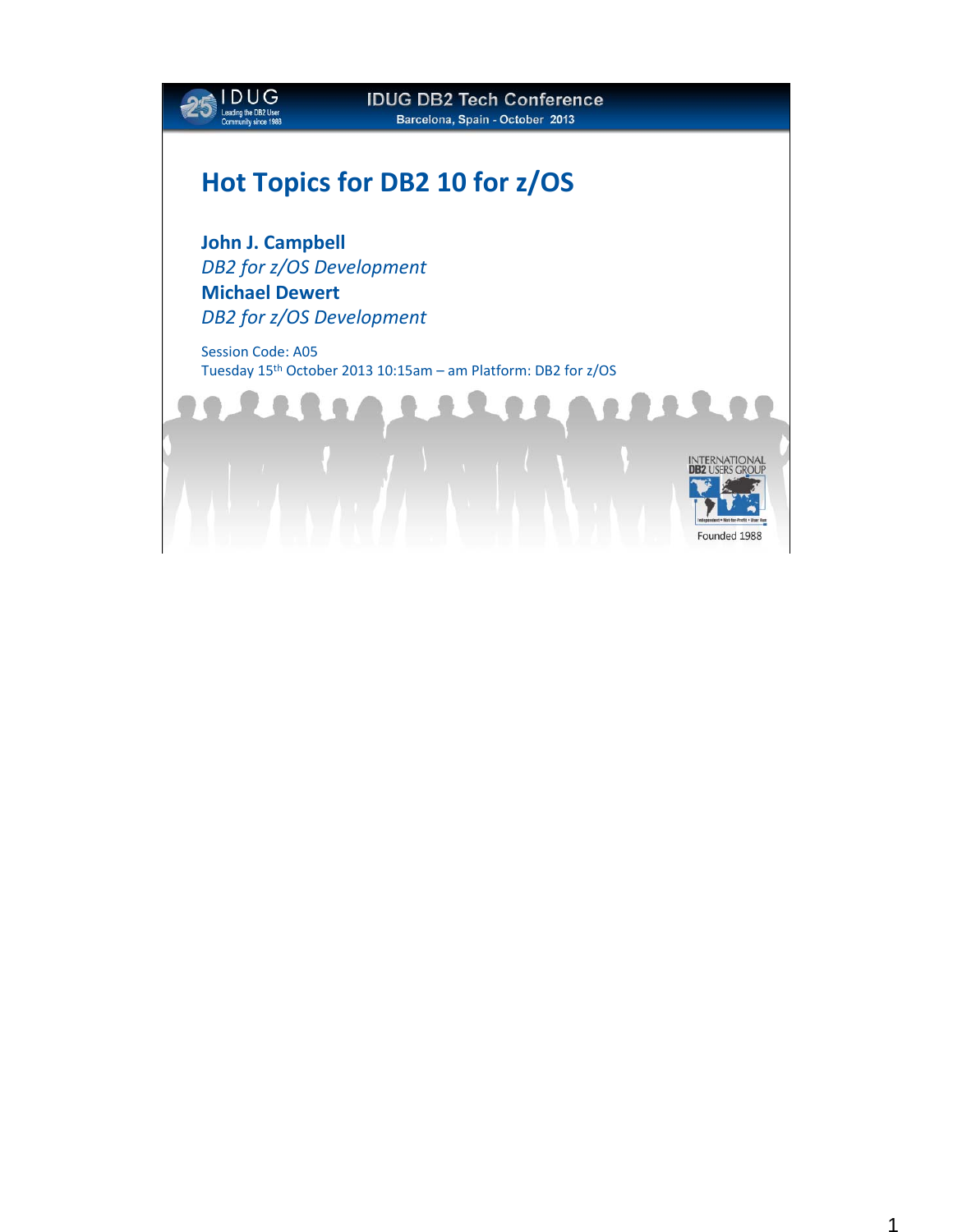IDUG DB2 Tech Conference

Barcelona, Spain - October 2013

# Hot Topics for DB2 10 for z/OS

**John J. Campbell**

*DB2 for z/OS Development*

**Michael Dewert**

*DB2 for z/OS Development*

Session Code: A05

Tuesday 15th October 2013 10:15am – am Platform: DB2 for z/OS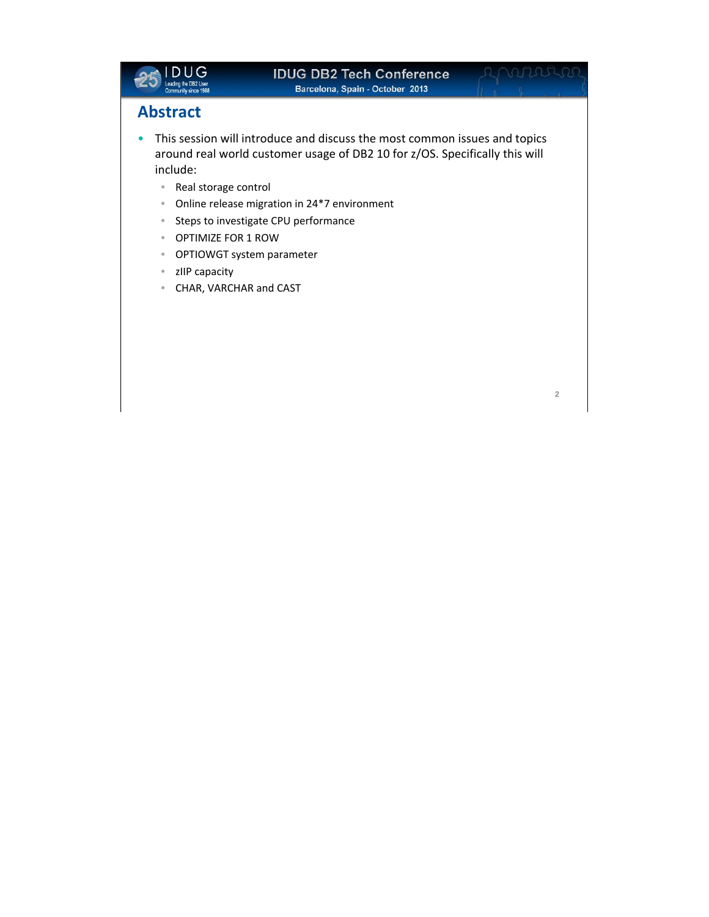## Abstract

- This session will introduce and discuss the most common issues and topics around real world customer usage of DB2 10 for z/OS. Specifically this will include:
  - Real storage control
  - Online release migration in 24*7 environment
  - Steps to investigate CPU performance
  - OPTIMIZE FOR 1 ROW
  - OPTIOWGT system parameter
  - zIIP capacity
  - CHAR, VARCHAR and CAST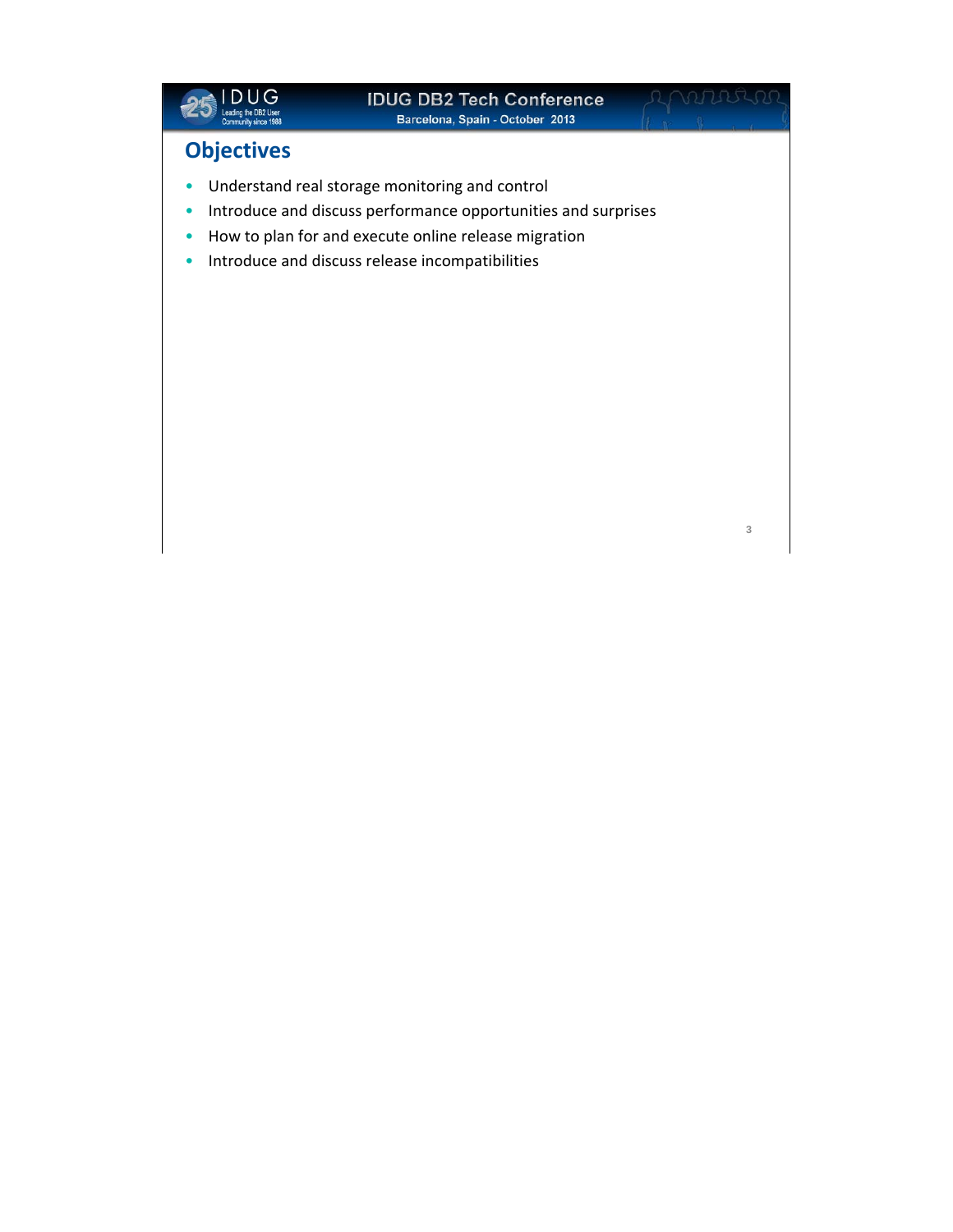## Objectives

- Understand real storage monitoring and control
- Introduce and discuss performance opportunities and surprises
- How to plan for and execute online release migration
- Introduce and discuss release incompatibilities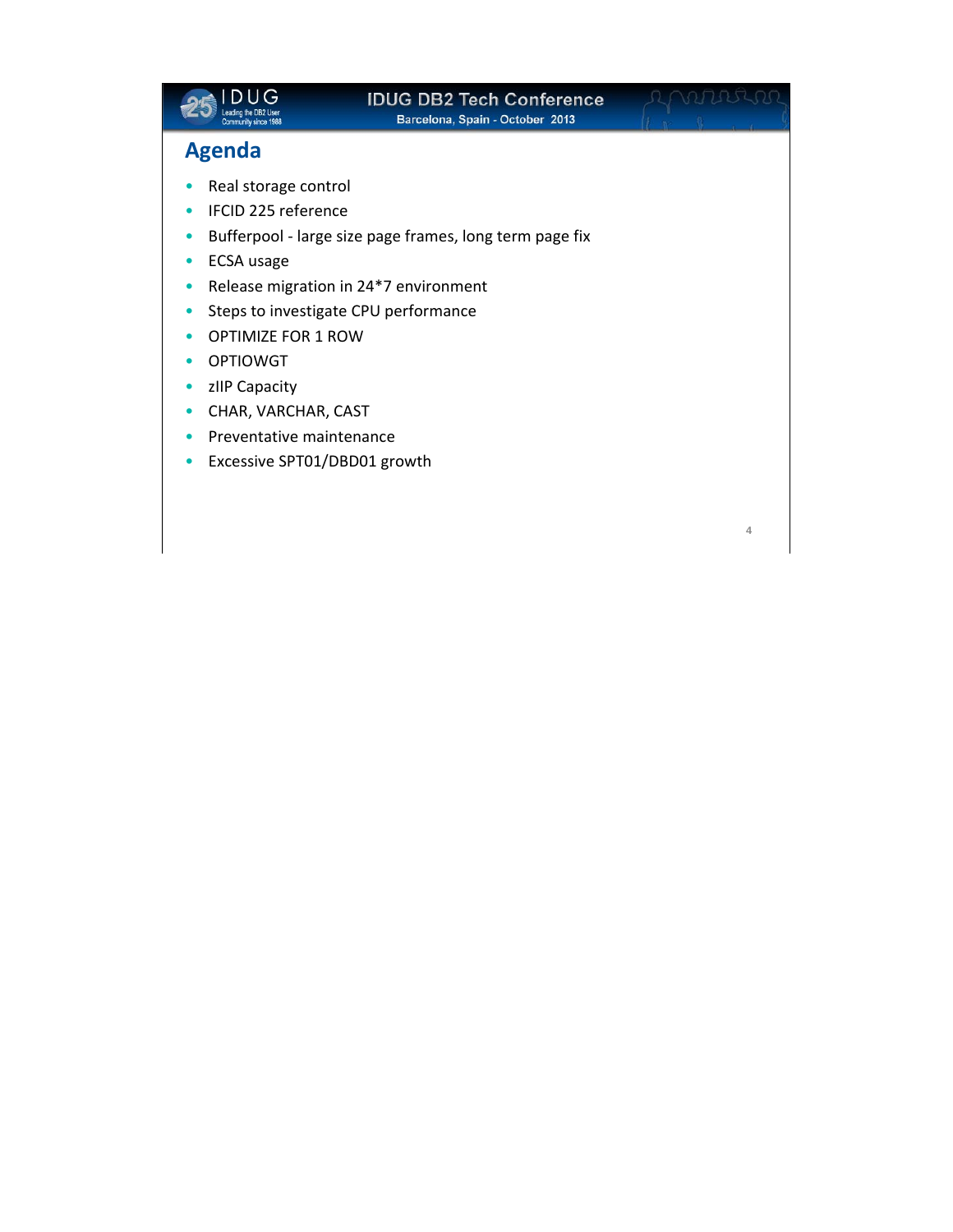## Agenda

- Real storage control
- IFCID 225 reference
- Bufferpool - large size page frames, long term page fix
- ECSA usage
- Release migration in 24*7 environment
- Steps to investigate CPU performance
- OPTIMIZE FOR 1 ROW
- OPTIOWGT
- zIIP Capacity
- CHAR, VARCHAR, CAST
- Preventative maintenance
- Excessive SPT01/DBD01 growth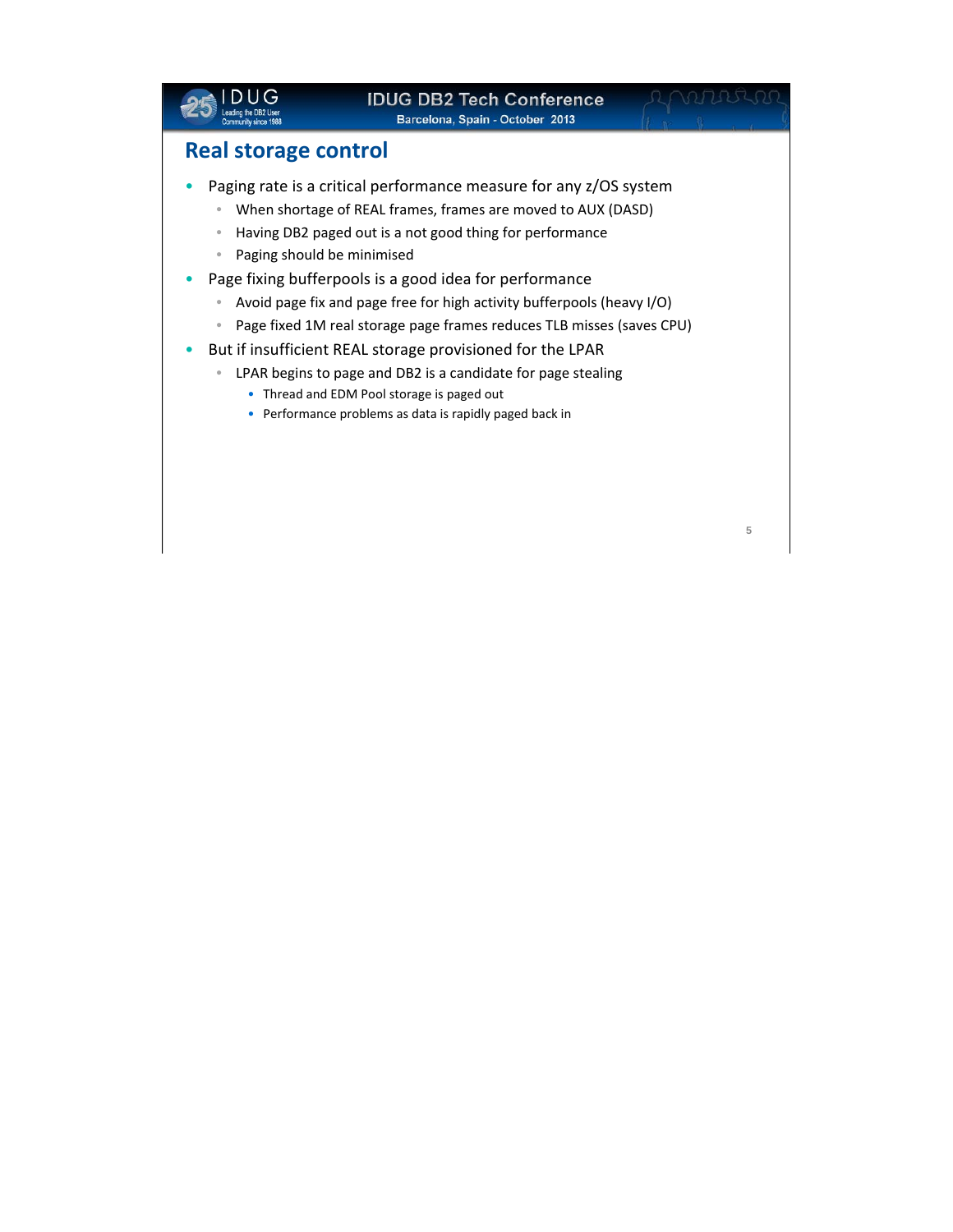## Real storage control

- Paging rate is a critical performance measure for any z/OS system
  - When shortage of REAL frames, frames are moved to AUX (DASD)
  - Having DB2 paged out is a not good thing for performance
  - Paging should be minimised
- Page fixing bufferpools is a good idea for performance
  - Avoid page fix and page free for high activity bufferpools (heavy I/O)
  - Page fixed 1M real storage page frames reduces TLB misses (saves CPU)
- But if insufficient REAL storage provisioned for the LPAR
  - LPAR begins to page and DB2 is a candidate for page stealing
    - Thread and EDM Pool storage is paged out
    - Performance problems as data is rapidly paged back in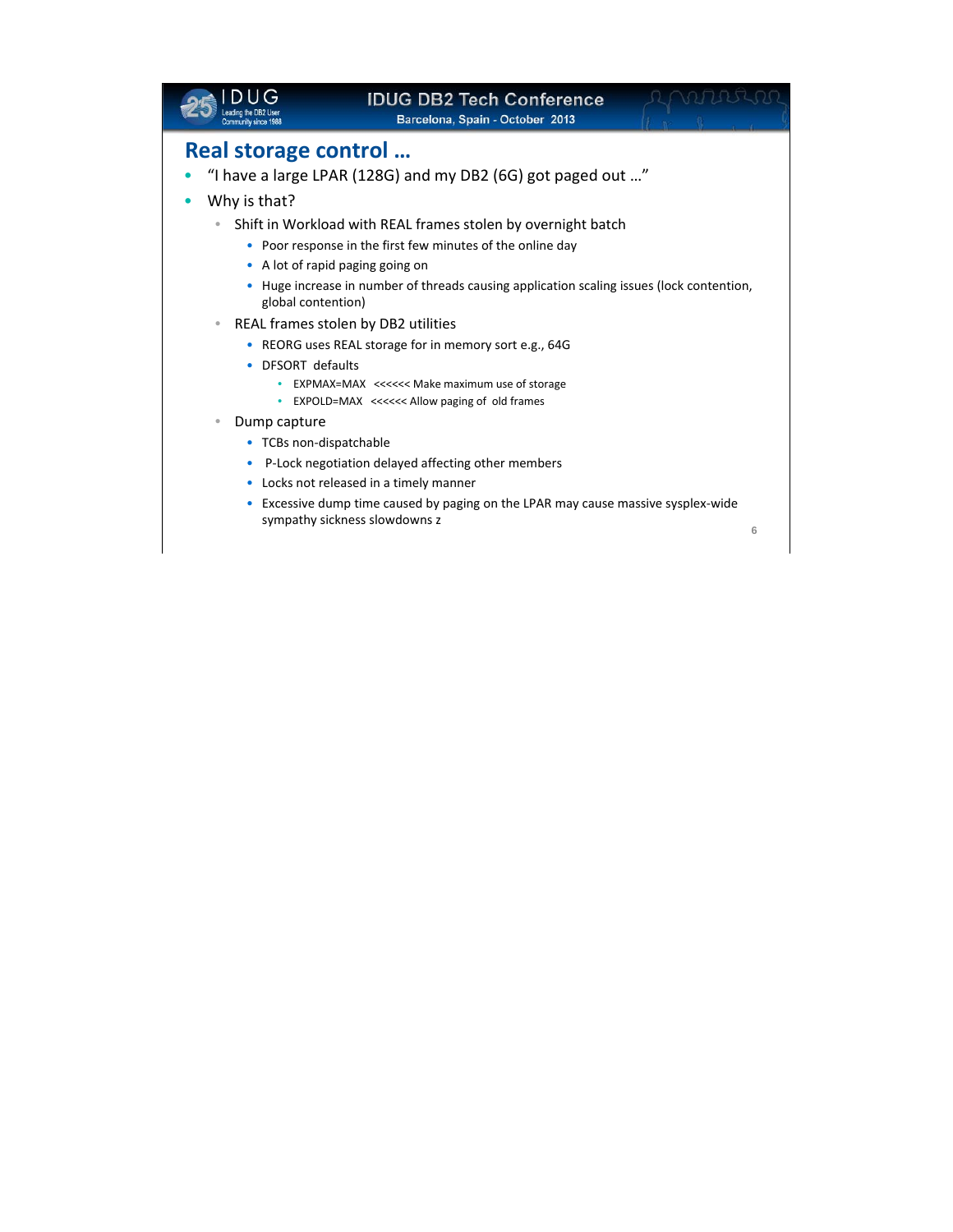# Real storage control …

- "I have a large LPAR (128G) and my DB2 (6G) got paged out …"
- Why is that?
  - Shift in Workload with REAL frames stolen by overnight batch
    - Poor response in the first few minutes of the online day
    - A lot of rapid paging going on
    - Huge increase in number of threads causing application scaling issues (lock contention, global contention)
  - REAL frames stolen by DB2 utilities
    - REORG uses REAL storage for in memory sort e.g., 64G
    - DFSORT defaults
      - EXPMAX=MAX <<<<<< Make maximum use of storage
      - EXPOLD=MAX <<<<<< Allow paging of old frames
  - Dump capture
    - TCBs non-dispatchable
    - P-Lock negotiation delayed affecting other members
    - Locks not released in a timely manner
    - Excessive dump time caused by paging on the LPAR may cause massive sysplex-wide sympathy sickness slowdowns z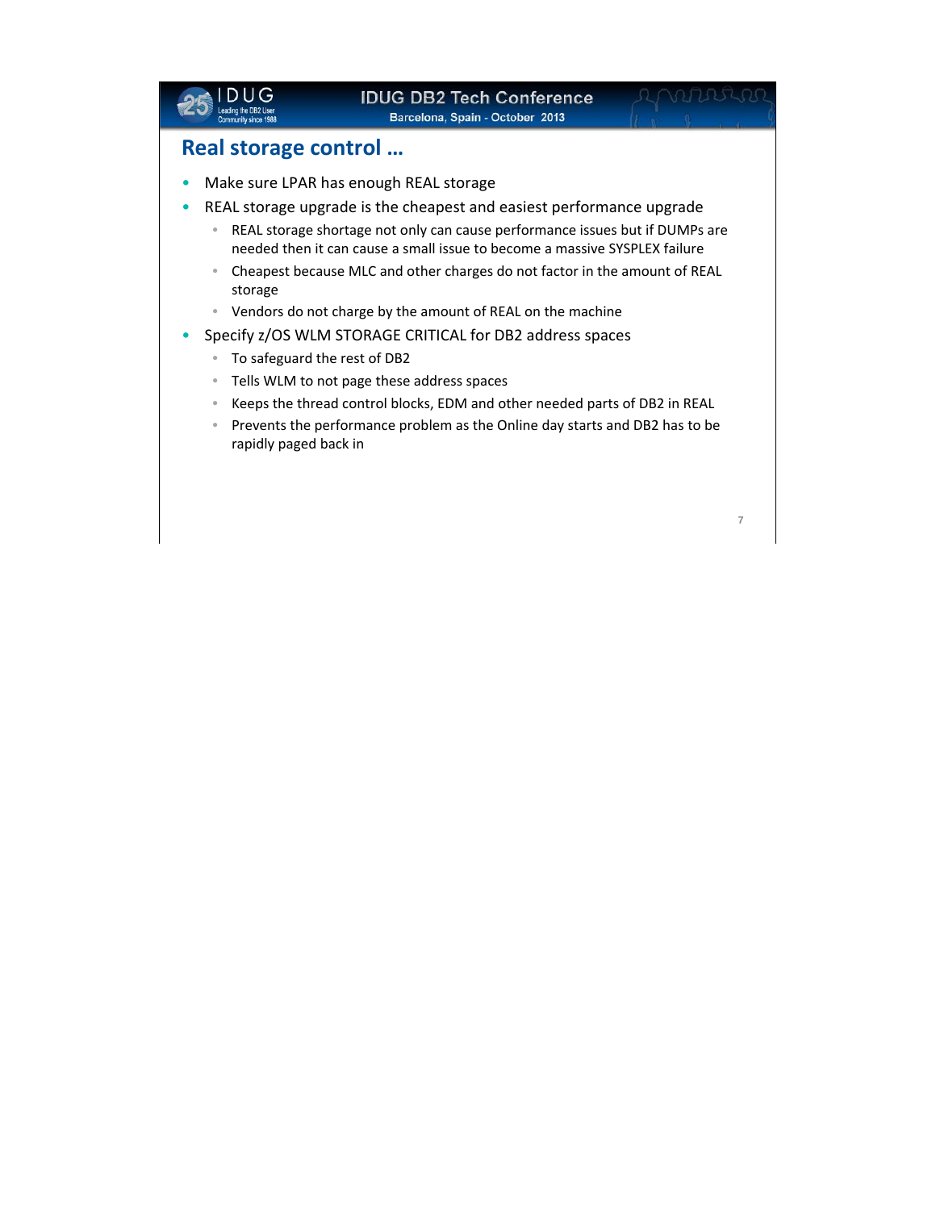## Real storage control …

- Make sure LPAR has enough REAL storage
- REAL storage upgrade is the cheapest and easiest performance upgrade
  - REAL storage shortage not only can cause performance issues but if DUMPs are needed then it can cause a small issue to become a massive SYSPLEX failure
  - Cheapest because MLC and other charges do not factor in the amount of REAL storage
  - Vendors do not charge by the amount of REAL on the machine
- Specify z/OS WLM STORAGE CRITICAL for DB2 address spaces
  - To safeguard the rest of DB2
  - Tells WLM to not page these address spaces
  - Keeps the thread control blocks, EDM and other needed parts of DB2 in REAL
  - Prevents the performance problem as the Online day starts and DB2 has to be rapidly paged back in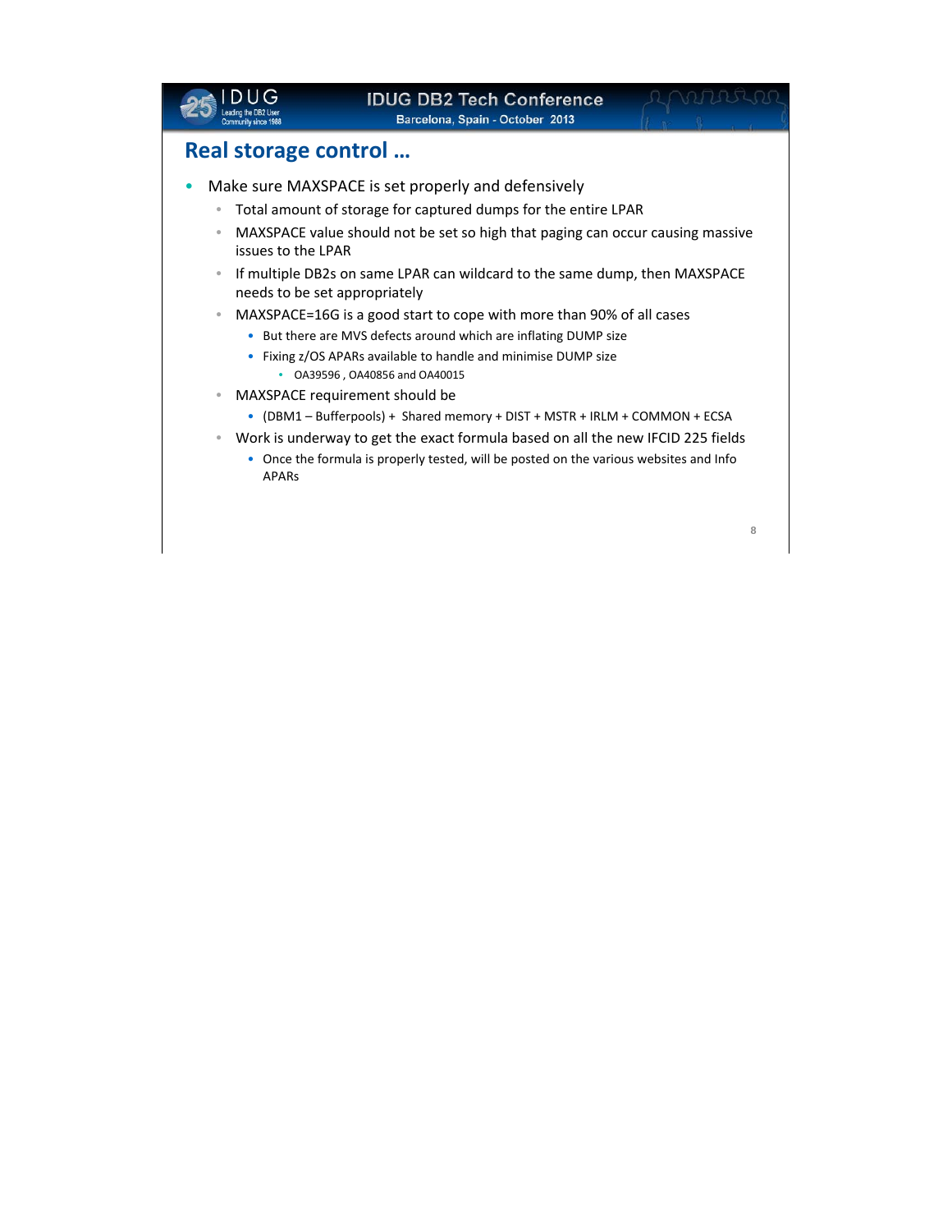## Real storage control …

- Make sure MAXSPACE is set properly and defensively
  - Total amount of storage for captured dumps for the entire LPAR
  - MAXSPACE value should not be set so high that paging can occur causing massive issues to the LPAR
  - If multiple DB2s on same LPAR can wildcard to the same dump, then MAXSPACE needs to be set appropriately
  - MAXSPACE=16G is a good start to cope with more than 90% of all cases
    - But there are MVS defects around which are inflating DUMP size
    - Fixing z/OS APARs available to handle and minimise DUMP size
      - OA39596 , OA40856 and OA40015
  - MAXSPACE requirement should be
    - (DBM1 – Bufferpools) + Shared memory + DIST + MSTR + IRLM + COMMON + ECSA
  - Work is underway to get the exact formula based on all the new IFCID 225 fields
    - Once the formula is properly tested, will be posted on the various websites and Info APARs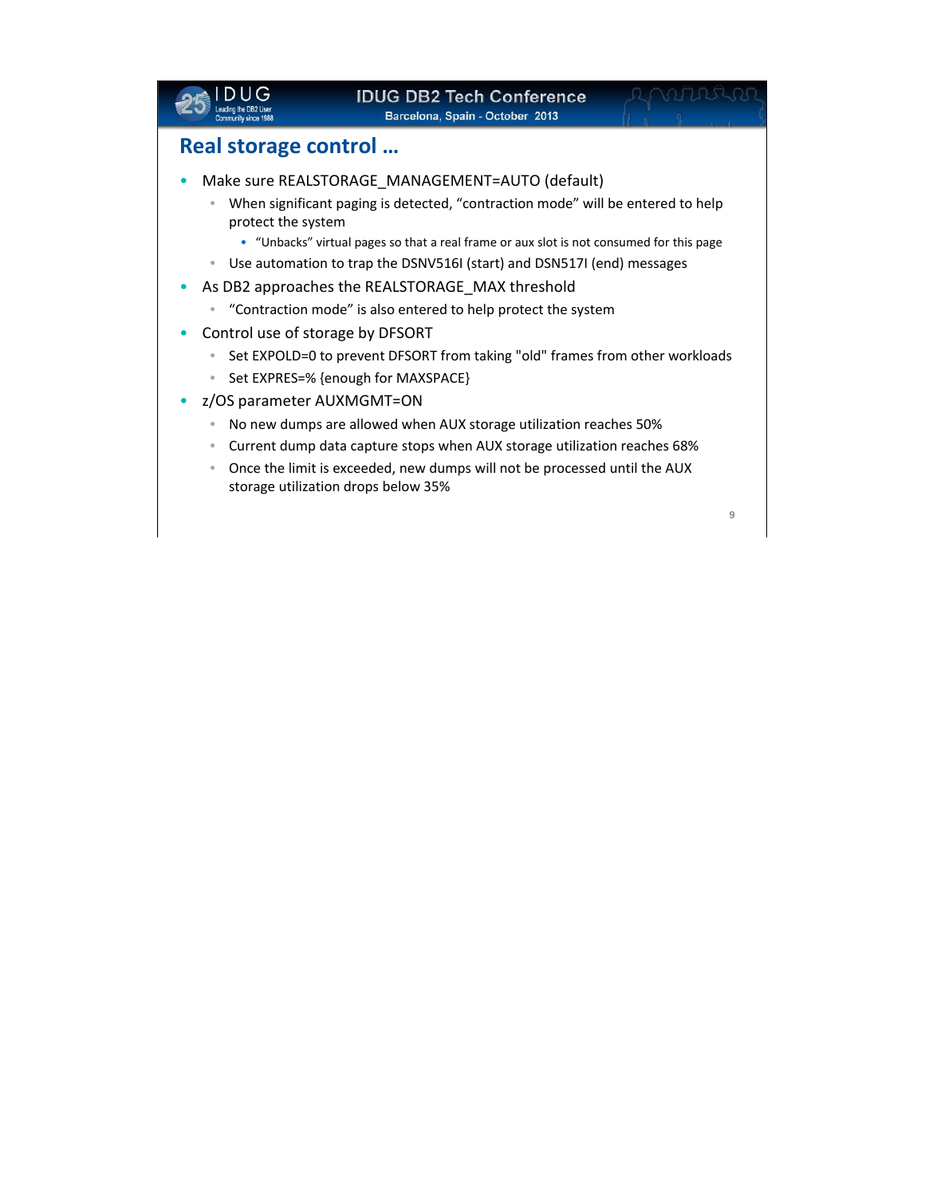## Real storage control …

- Make sure REALSTORAGE_MANAGEMENT=AUTO (default)
  - When significant paging is detected, “contraction mode” will be entered to help protect the system
    - “Unbacks” virtual pages so that a real frame or aux slot is not consumed for this page
  - Use automation to trap the DSNV516I (start) and DSN517I (end) messages
- As DB2 approaches the REALSTORAGE_MAX threshold
  - “Contraction mode” is also entered to help protect the system
- Control use of storage by DFSORT
  - Set EXPOLD=0 to prevent DFSORT from taking "old" frames from other workloads
  - Set EXPRES=% {enough for MAXSPACE}
- z/OS parameter AUXMGMT=ON
  - No new dumps are allowed when AUX storage utilization reaches 50%
  - Current dump data capture stops when AUX storage utilization reaches 68%
  - Once the limit is exceeded, new dumps will not be processed until the AUX storage utilization drops below 35%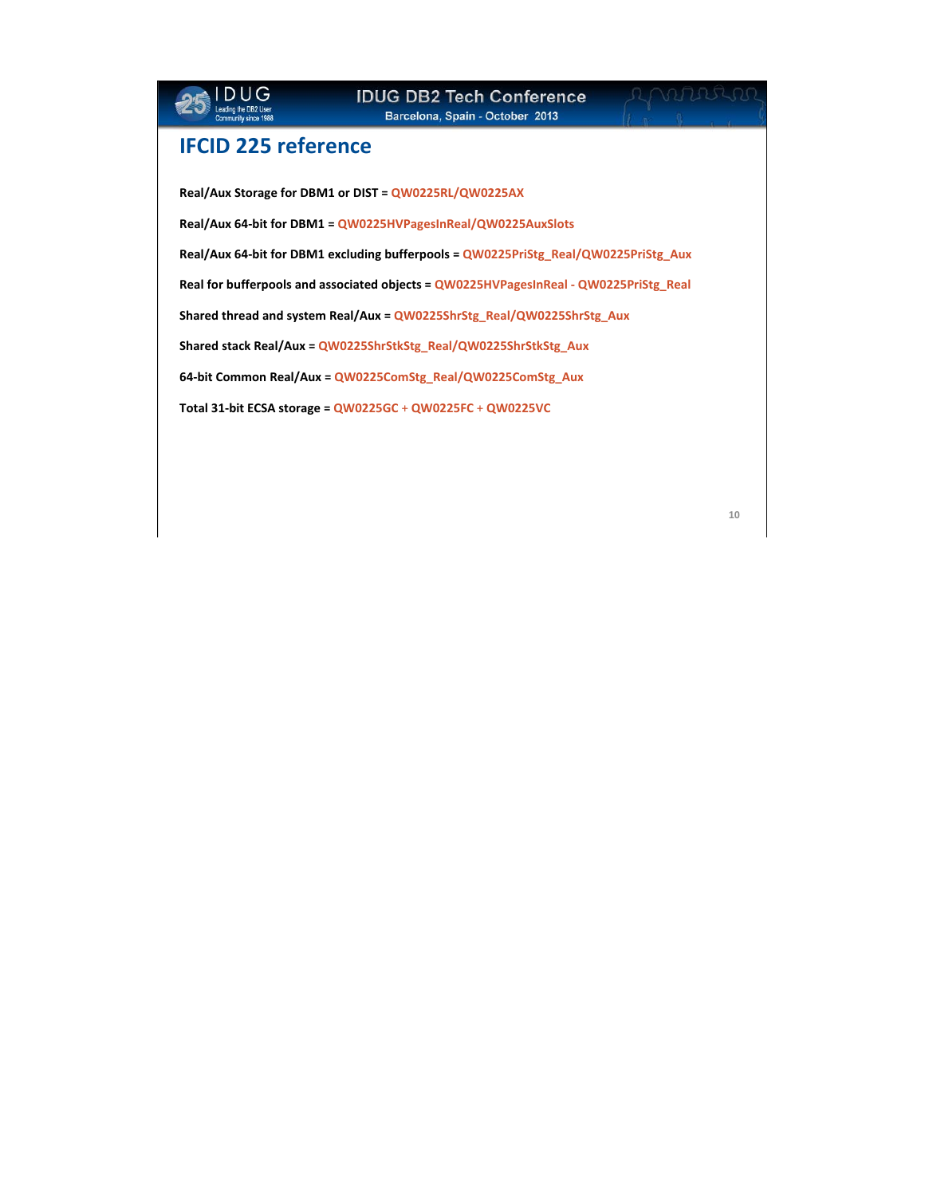# IFCID 225 reference

**Real/Aux Storage for DBM1 or DIST =** QW0225RL/QW0225AX

**Real/Aux 64-bit for DBM1 =** QW0225HVPagesInReal/QW0225AuxSlots

**Real/Aux 64-bit for DBM1 excluding bufferpools =** QW0225PriStg_Real/QW0225PriStg_Aux

**Real for bufferpools and associated objects =** QW0225HVPagesInReal - QW0225PriStg_Real

**Shared thread and system Real/Aux =** QW0225ShrStg_Real/QW0225ShrStg_Aux

**Shared stack Real/Aux =** QW0225ShrStkStg_Real/QW0225ShrStkStg_Aux

**64-bit Common Real/Aux =** QW0225ComStg_Real/QW0225ComStg_Aux

**Total 31-bit ECSA storage =** QW0225GC + QW0225FC + QW0225VC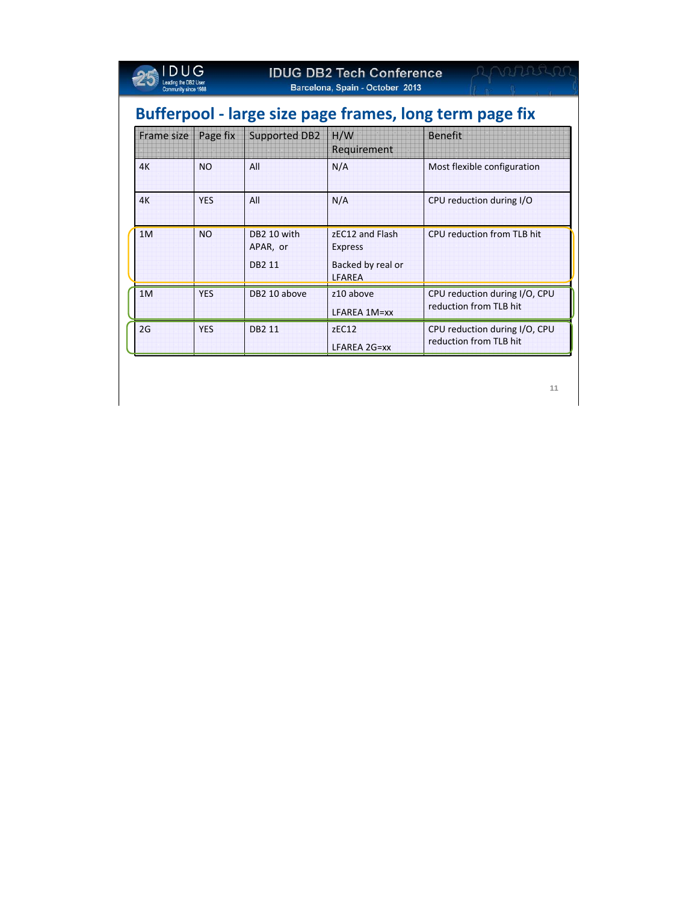# Bufferpool - large size page frames, long term page fix

| Frame size | Page fix | Supported DB2 | H/W Requirement | Benefit |
|---|---|---|---|---|
| 4K | NO | All | N/A | Most flexible configuration |
| 4K | YES | All | N/A | CPU reduction during I/O |
| 1M | NO | DB2 10 with APAR, or<br><br>DB2 11 | zEC12 and Flash Express<br><br>Backed by real or LFAREA | CPU reduction from TLB hit |
| 1M | YES | DB2 10 above | z10 above<br><br>LFAREA 1M=xx | CPU reduction during I/O, CPU reduction from TLB hit |
| 2G | YES | DB2 11 | zEC12<br><br>LFAREA 2G=xx | CPU reduction during I/O, CPU reduction from TLB hit |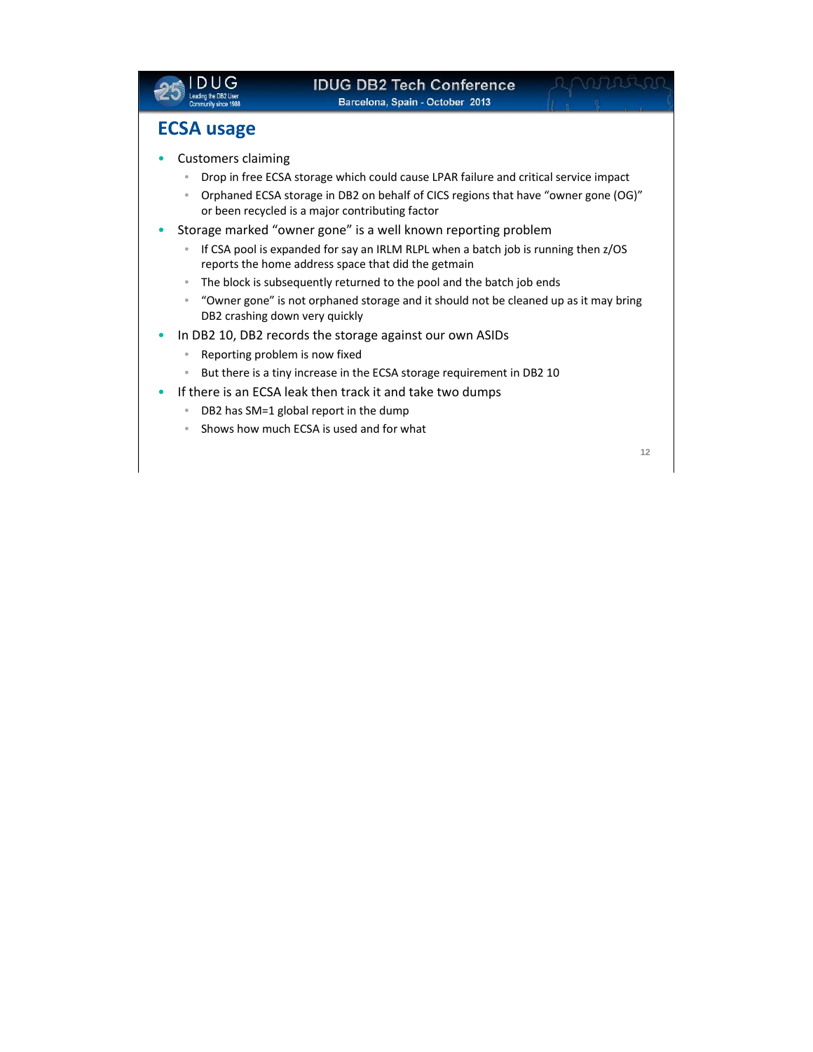## ECSA usage

- Customers claiming
  - Drop in free ECSA storage which could cause LPAR failure and critical service impact
  - Orphaned ECSA storage in DB2 on behalf of CICS regions that have "owner gone (OG)" or been recycled is a major contributing factor
- Storage marked "owner gone" is a well known reporting problem
  - If CSA pool is expanded for say an IRLM RLPL when a batch job is running then z/OS reports the home address space that did the getmain
  - The block is subsequently returned to the pool and the batch job ends
  - "Owner gone" is not orphaned storage and it should not be cleaned up as it may bring DB2 crashing down very quickly
- In DB2 10, DB2 records the storage against our own ASIDs
  - Reporting problem is now fixed
  - But there is a tiny increase in the ECSA storage requirement in DB2 10
- If there is an ECSA leak then track it and take two dumps
  - DB2 has SM=1 global report in the dump
  - Shows how much ECSA is used and for what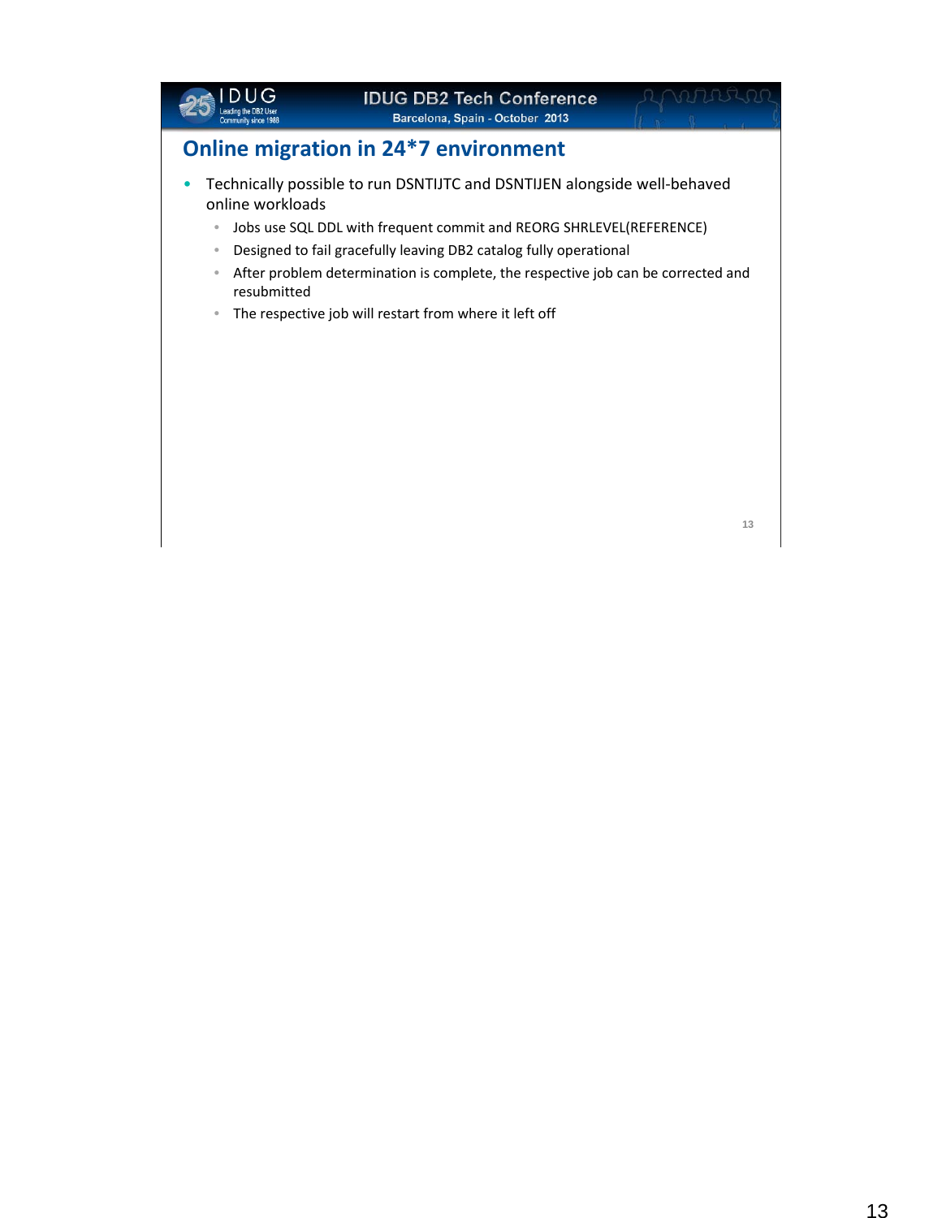## Online migration in 24*7 environment

- Technically possible to run DSNTIJTC and DSNTIJEN alongside well-behaved online workloads
  - Jobs use SQL DDL with frequent commit and REORG SHRLEVEL(REFERENCE)
  - Designed to fail gracefully leaving DB2 catalog fully operational
  - After problem determination is complete, the respective job can be corrected and resubmitted
  - The respective job will restart from where it left off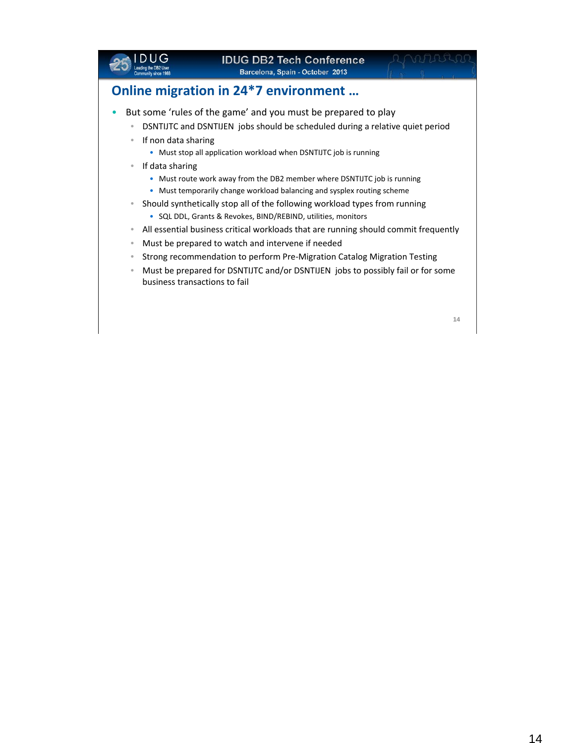## Online migration in 24*7 environment …

- But some ‘rules of the game’ and you must be prepared to play
  - DSNTIJTC and DSNTIJEN jobs should be scheduled during a relative quiet period
  - If non data sharing
    - Must stop all application workload when DSNTIJTC job is running
  - If data sharing
    - Must route work away from the DB2 member where DSNTIJTC job is running
    - Must temporarily change workload balancing and sysplex routing scheme
  - Should synthetically stop all of the following workload types from running
    - SQL DDL, Grants & Revokes, BIND/REBIND, utilities, monitors
  - All essential business critical workloads that are running should commit frequently
  - Must be prepared to watch and intervene if needed
  - Strong recommendation to perform Pre-Migration Catalog Migration Testing
  - Must be prepared for DSNTIJTC and/or DSNTIJEN jobs to possibly fail or for some business transactions to fail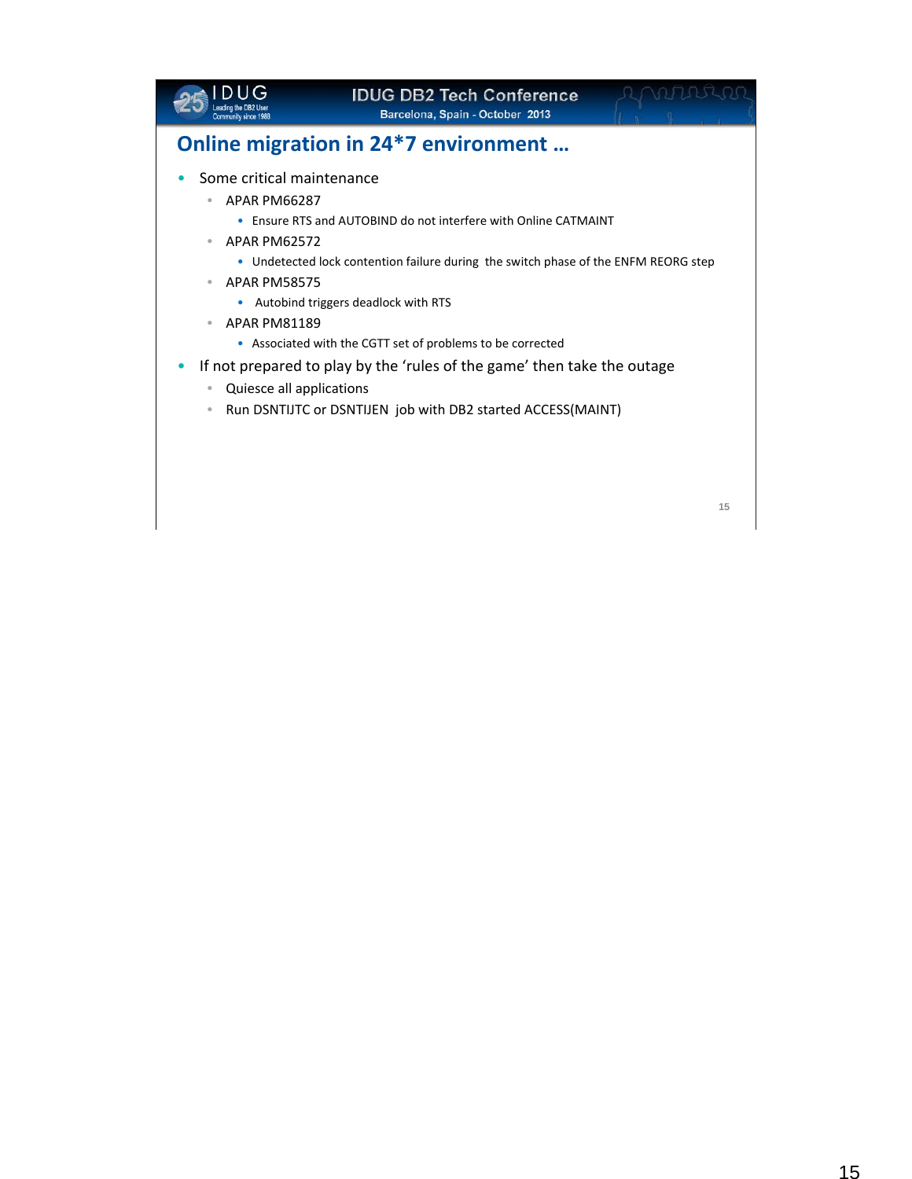## Online migration in 24*7 environment …

- Some critical maintenance
  - APAR PM66287
    - Ensure RTS and AUTOBIND do not interfere with Online CATMAINT
  - APAR PM62572
    - Undetected lock contention failure during the switch phase of the ENFM REORG step
  - APAR PM58575
    - Autobind triggers deadlock with RTS
  - APAR PM81189
    - Associated with the CGTT set of problems to be corrected
- If not prepared to play by the ‘rules of the game’ then take the outage
  - Quiesce all applications
  - Run DSNTIJTC or DSNTIJEN job with DB2 started ACCESS(MAINT)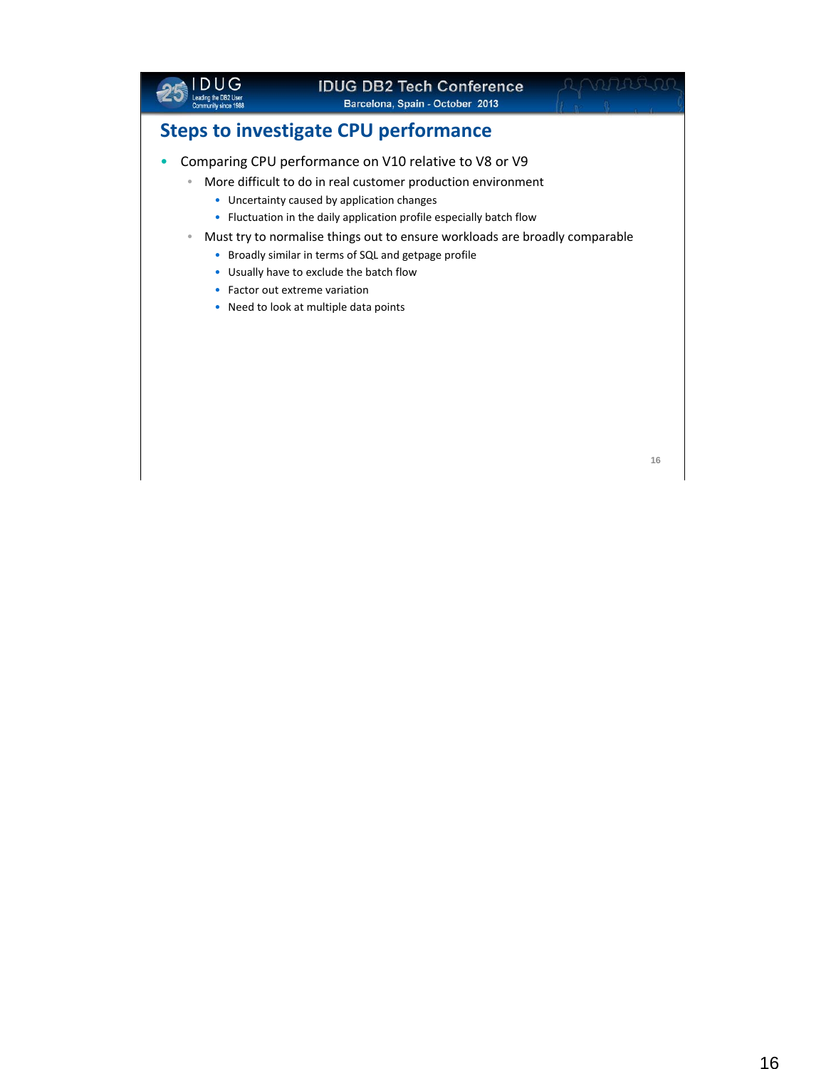## Steps to investigate CPU performance

- Comparing CPU performance on V10 relative to V8 or V9
  - More difficult to do in real customer production environment
    - Uncertainty caused by application changes
    - Fluctuation in the daily application profile especially batch flow
  - Must try to normalise things out to ensure workloads are broadly comparable
    - Broadly similar in terms of SQL and getpage profile
    - Usually have to exclude the batch flow
    - Factor out extreme variation
    - Need to look at multiple data points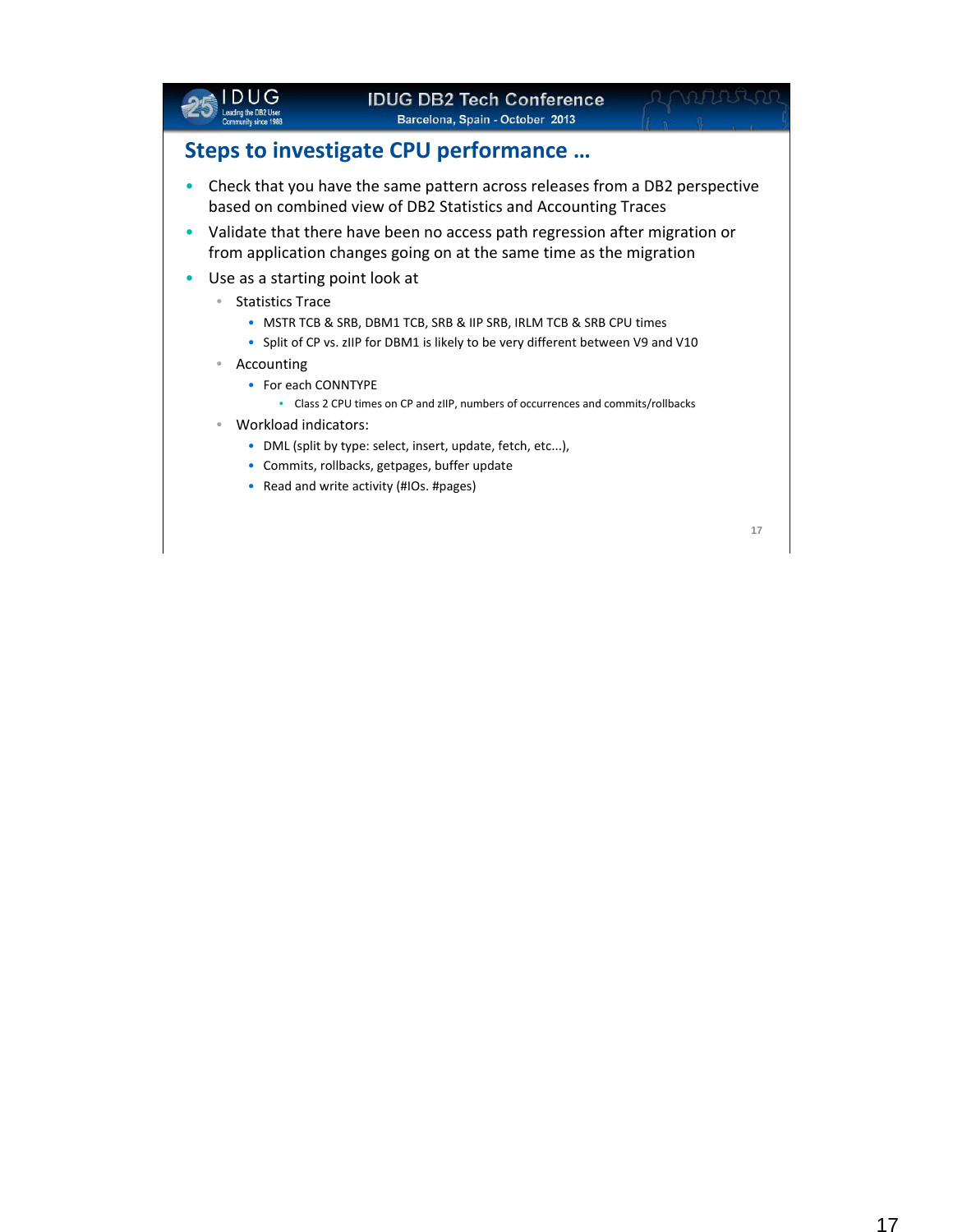## Steps to investigate CPU performance …

- Check that you have the same pattern across releases from a DB2 perspective based on combined view of DB2 Statistics and Accounting Traces
- Validate that there have been no access path regression after migration or from application changes going on at the same time as the migration
- Use as a starting point look at
  - Statistics Trace
    - MSTR TCB & SRB, DBM1 TCB, SRB & IIP SRB, IRLM TCB & SRB CPU times
    - Split of CP vs. zIIP for DBM1 is likely to be very different between V9 and V10
  - Accounting
    - For each CONNTYPE
      - Class 2 CPU times on CP and zIIP, numbers of occurrences and commits/rollbacks
  - Workload indicators:
    - DML (split by type: select, insert, update, fetch, etc...),
    - Commits, rollbacks, getpages, buffer update
    - Read and write activity (#IOs. #pages)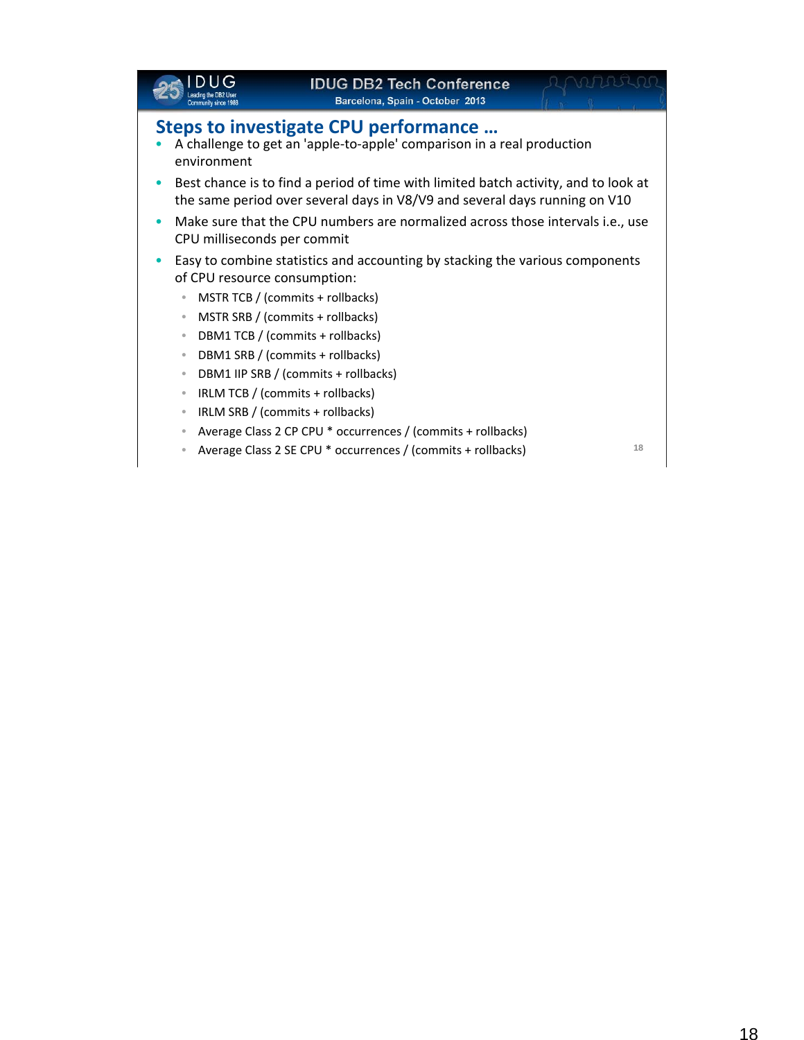## Steps to investigate CPU performance …

- A challenge to get an 'apple-to-apple' comparison in a real production environment
- Best chance is to find a period of time with limited batch activity, and to look at the same period over several days in V8/V9 and several days running on V10
- Make sure that the CPU numbers are normalized across those intervals i.e., use CPU milliseconds per commit
- Easy to combine statistics and accounting by stacking the various components of CPU resource consumption:
  - MSTR TCB / (commits + rollbacks)
  - MSTR SRB / (commits + rollbacks)
  - DBM1 TCB / (commits + rollbacks)
  - DBM1 SRB / (commits + rollbacks)
  - DBM1 IIP SRB / (commits + rollbacks)
  - IRLM TCB / (commits + rollbacks)
  - IRLM SRB / (commits + rollbacks)
  - Average Class 2 CP CPU * occurrences / (commits + rollbacks)
  - Average Class 2 SE CPU * occurrences / (commits + rollbacks)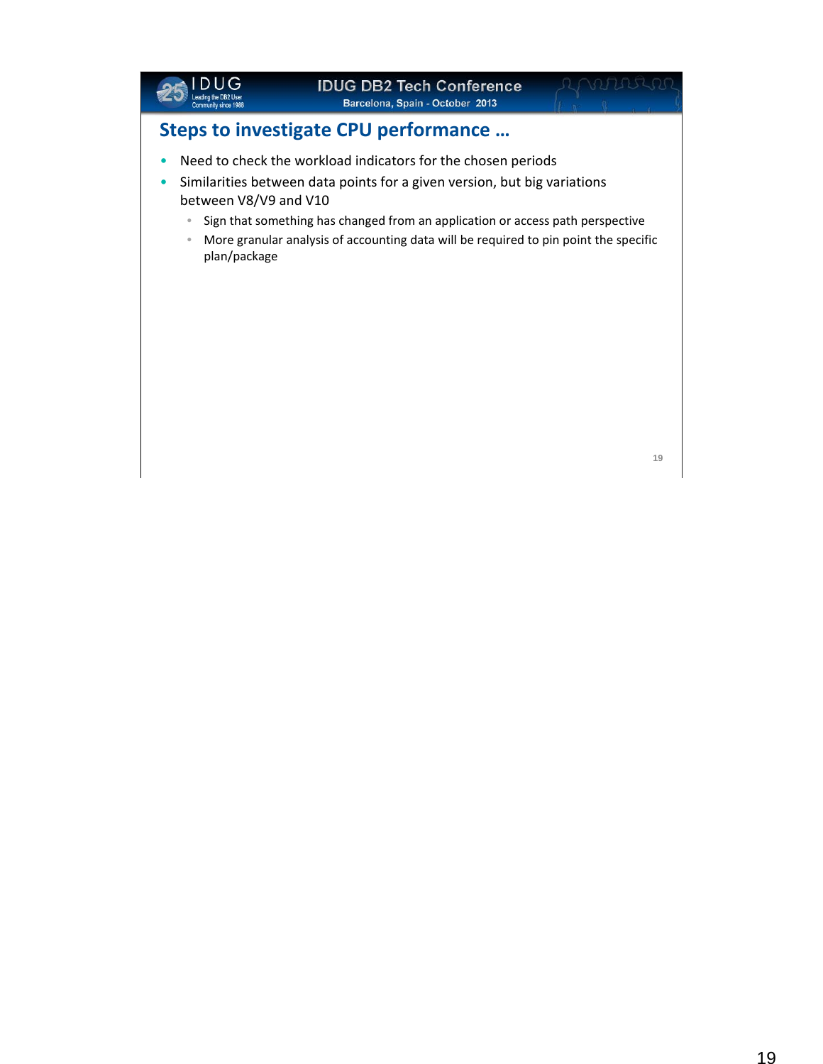## Steps to investigate CPU performance …

- Need to check the workload indicators for the chosen periods
- Similarities between data points for a given version, but big variations between V8/V9 and V10
  - Sign that something has changed from an application or access path perspective
  - More granular analysis of accounting data will be required to pin point the specific plan/package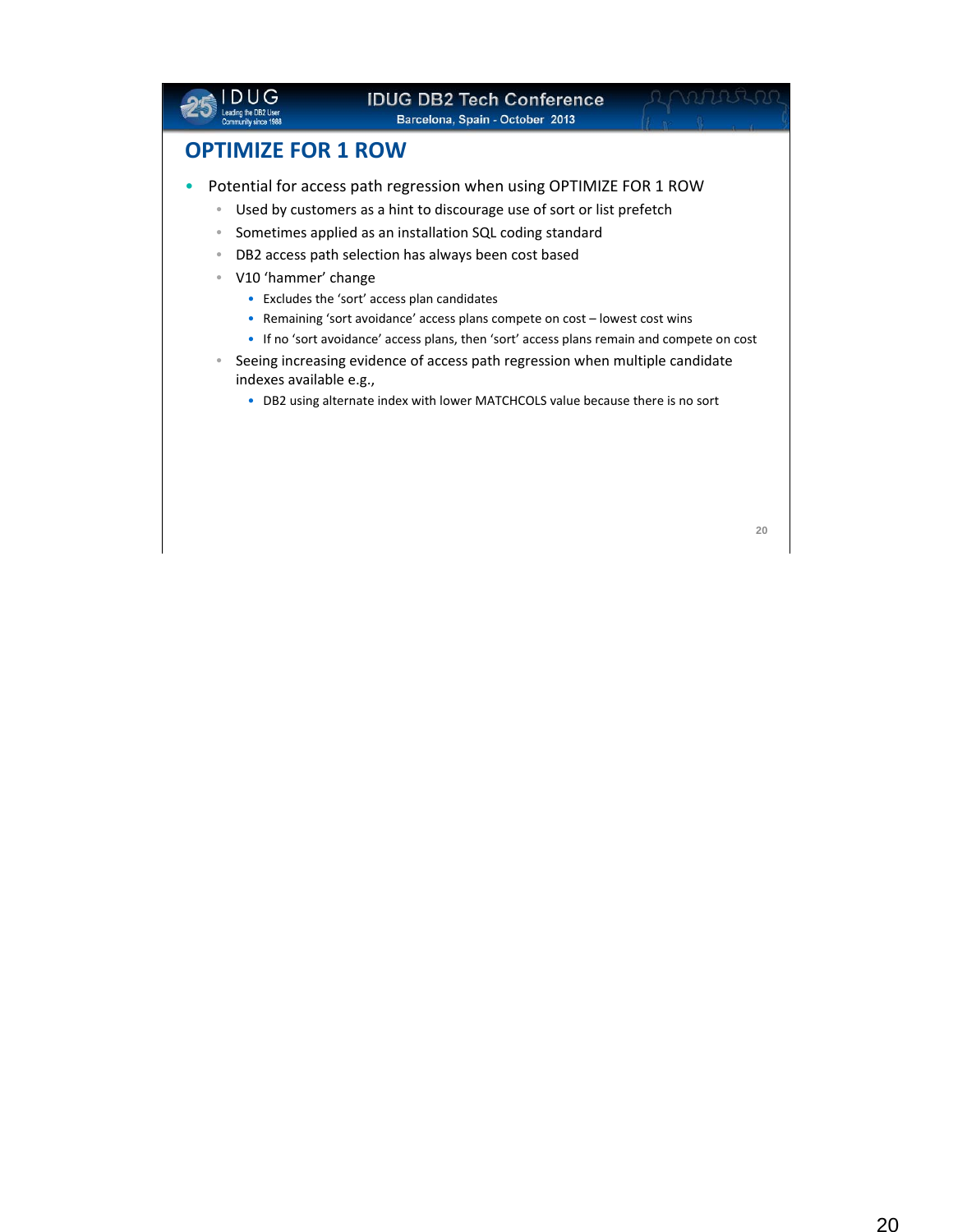## OPTIMIZE FOR 1 ROW

- Potential for access path regression when using OPTIMIZE FOR 1 ROW
  - Used by customers as a hint to discourage use of sort or list prefetch
  - Sometimes applied as an installation SQL coding standard
  - DB2 access path selection has always been cost based
  - V10 ‘hammer’ change
    - Excludes the ‘sort’ access plan candidates
    - Remaining ‘sort avoidance’ access plans compete on cost – lowest cost wins
    - If no ‘sort avoidance’ access plans, then ‘sort’ access plans remain and compete on cost
  - Seeing increasing evidence of access path regression when multiple candidate indexes available e.g.,
    - DB2 using alternate index with lower MATCHCOLS value because there is no sort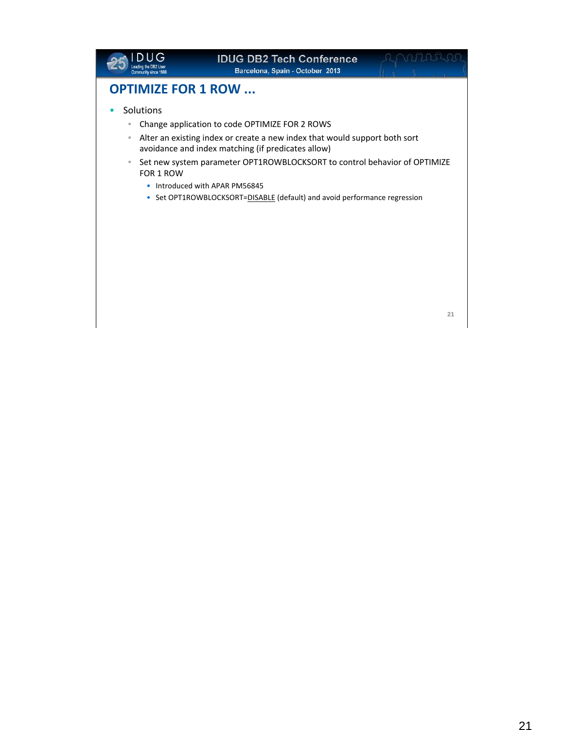## OPTIMIZE FOR 1 ROW ...

- Solutions
  - Change application to code OPTIMIZE FOR 2 ROWS
  - Alter an existing index or create a new index that would support both sort avoidance and index matching (if predicates allow)
  - Set new system parameter OPT1ROWBLOCKSORT to control behavior of OPTIMIZE FOR 1 ROW
    - Introduced with APAR PM56845
    - Set OPT1ROWBLOCKSORT=DISABLE (default) and avoid performance regression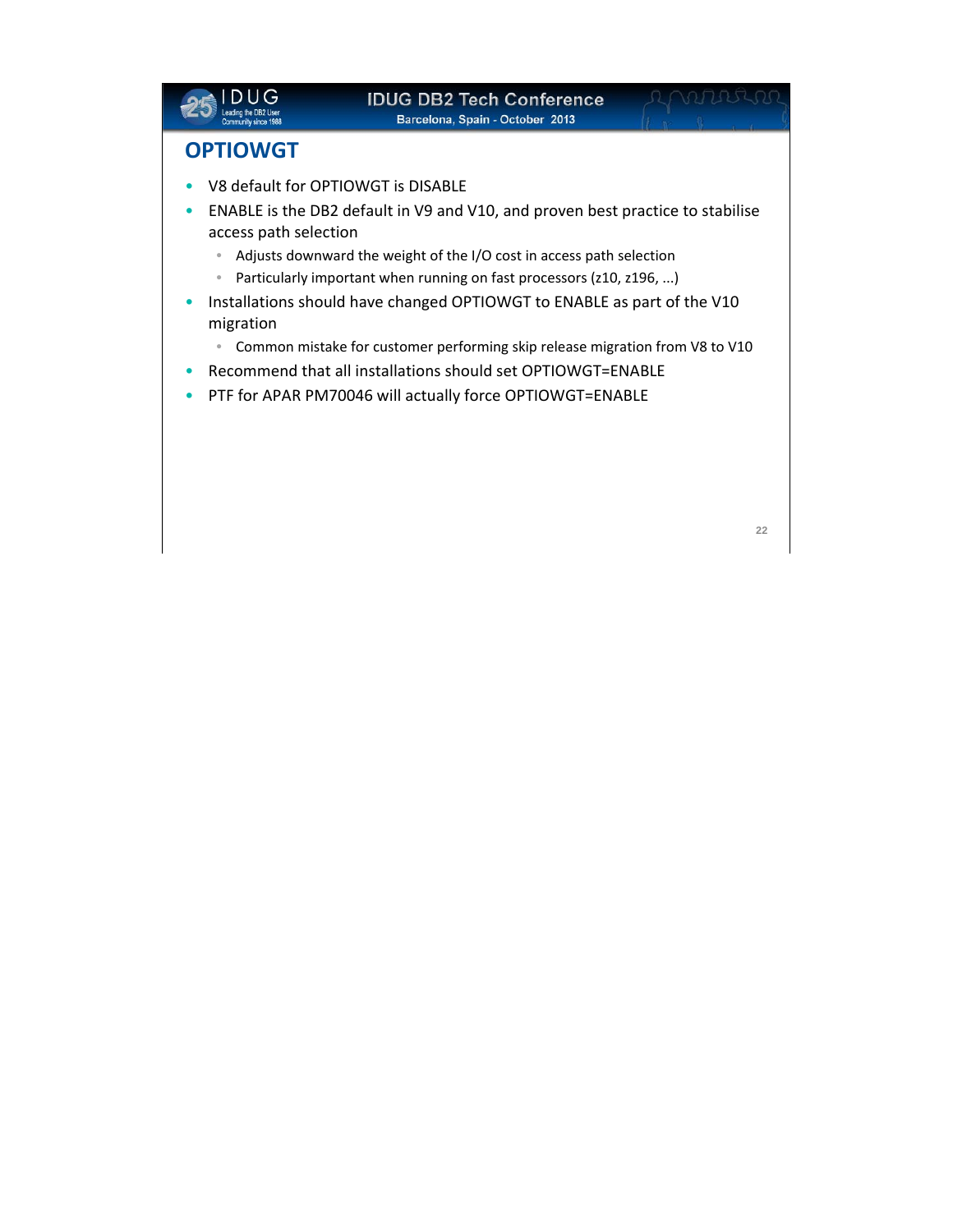## OPTIOWGT

- V8 default for OPTIOWGT is DISABLE
- ENABLE is the DB2 default in V9 and V10, and proven best practice to stabilise access path selection
  - Adjusts downward the weight of the I/O cost in access path selection
  - Particularly important when running on fast processors (z10, z196, ...)
- Installations should have changed OPTIOWGT to ENABLE as part of the V10 migration
  - Common mistake for customer performing skip release migration from V8 to V10
- Recommend that all installations should set OPTIOWGT=ENABLE
- PTF for APAR PM70046 will actually force OPTIOWGT=ENABLE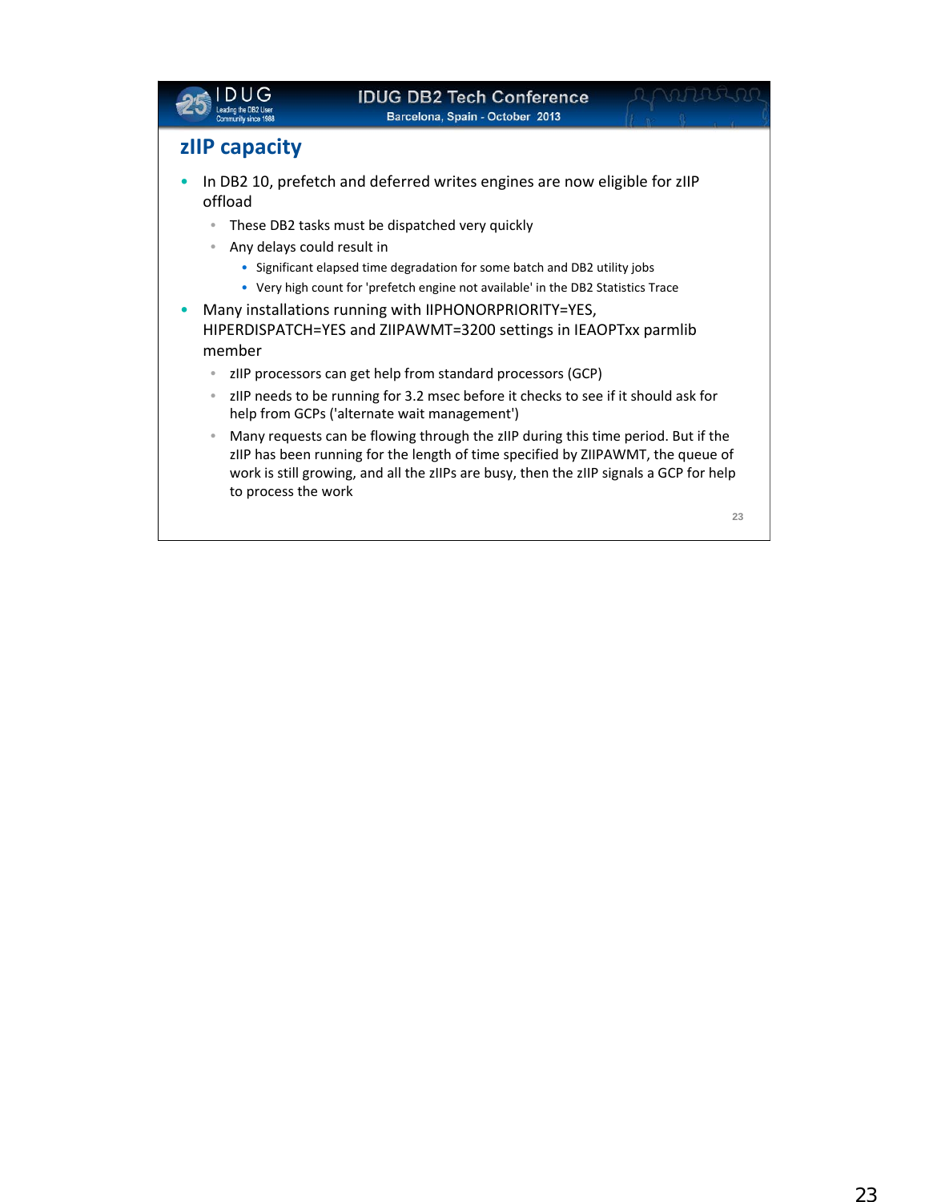## zIIP capacity

- In DB2 10, prefetch and deferred writes engines are now eligible for zIIP offload
  - These DB2 tasks must be dispatched very quickly
  - Any delays could result in
    - Significant elapsed time degradation for some batch and DB2 utility jobs
    - Very high count for 'prefetch engine not available' in the DB2 Statistics Trace
- Many installations running with IIPHONORPRIORITY=YES, HIPERDISPATCH=YES and ZIIPAWMT=3200 settings in IEAOPTxx parmlib member
  - zIIP processors can get help from standard processors (GCP)
  - zIIP needs to be running for 3.2 msec before it checks to see if it should ask for help from GCPs ('alternate wait management')
  - Many requests can be flowing through the zIIP during this time period. But if the zIIP has been running for the length of time specified by ZIIPAWMT, the queue of work is still growing, and all the zIIPs are busy, then the zIIP signals a GCP for help to process the work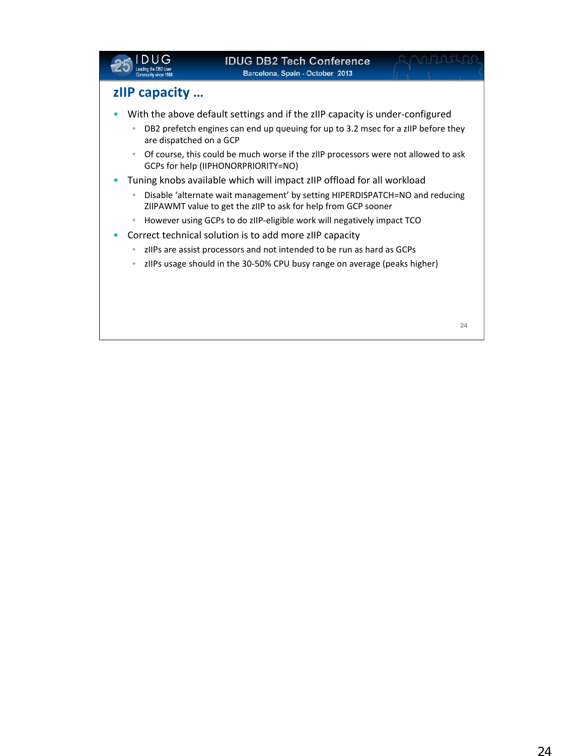## zIIP capacity …

- With the above default settings and if the zIIP capacity is under-configured
  - DB2 prefetch engines can end up queuing for up to 3.2 msec for a zIIP before they are dispatched on a GCP
  - Of course, this could be much worse if the zIIP processors were not allowed to ask GCPs for help (IIPHONORPRIORITY=NO)
- Tuning knobs available which will impact zIIP offload for all workload
  - Disable 'alternate wait management' by setting HIPERDISPATCH=NO and reducing ZIIPAWMT value to get the zIIP to ask for help from GCP sooner
  - However using GCPs to do zIIP-eligible work will negatively impact TCO
- Correct technical solution is to add more zIIP capacity
  - zIIPs are assist processors and not intended to be run as hard as GCPs
  - zIIPs usage should in the 30-50% CPU busy range on average (peaks higher)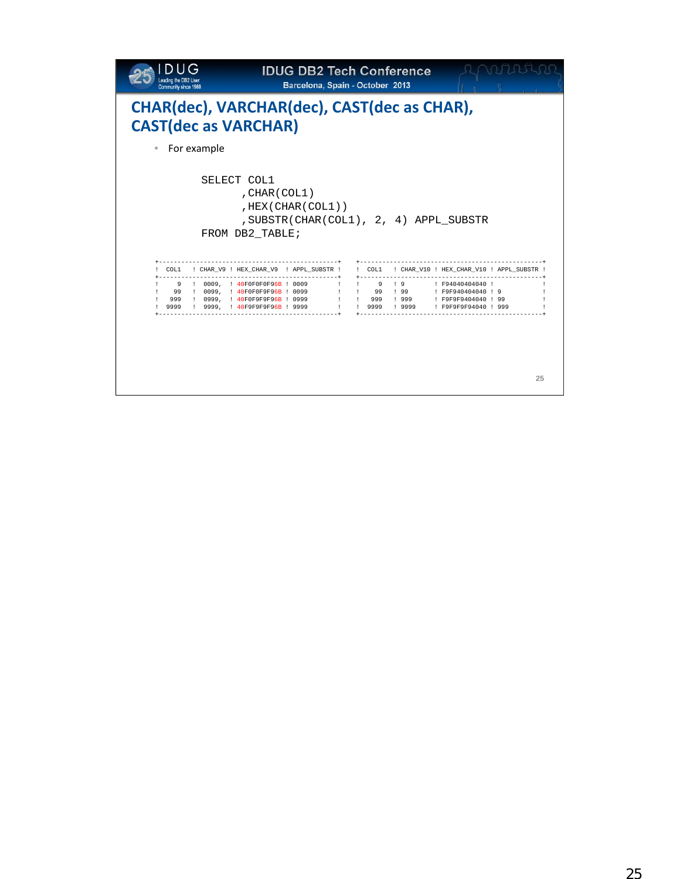# CHAR(dec), VARCHAR(dec), CAST(dec as CHAR), CAST(dec as VARCHAR)

- For example

```
SELECT COL1
      ,CHAR(COL1)
      ,HEX(CHAR(COL1))
      ,SUBSTR(CHAR(COL1), 2, 4) APPL_SUBSTR
FROM DB2_TABLE;
```

```
+-------------------------------------------------+
! COL1   ! CHAR_V9 ! HEX_CHAR_V9  ! APPL_SUBSTR !
+-------------------------------------------------+
!     9  !  0009,  ! 40F0F0F0F96B ! 0009        !
!    99  !  0099,  ! 40F0F0F9F96B ! 0099        !
!   999  !  0999,  ! 40F0F9F9F96B ! 0999        !
!  9999  !  9999,  ! 40F9F9F9F96B ! 9999        !
+-------------------------------------------------+
```

```
+---------------------------------------------------+
! COL1   ! CHAR_V10 ! HEX_CHAR_V10 ! APPL_SUBSTR !
+---------------------------------------------------+
!     9  ! 9        ! F94040404040 !             !
!    99  ! 99       ! F9F940404040 ! 9           !
!   999  ! 999      ! F9F9F9404040 ! 99          !
!  9999  ! 9999     ! F9F9F9F94040 ! 999         !
+---------------------------------------------------+
```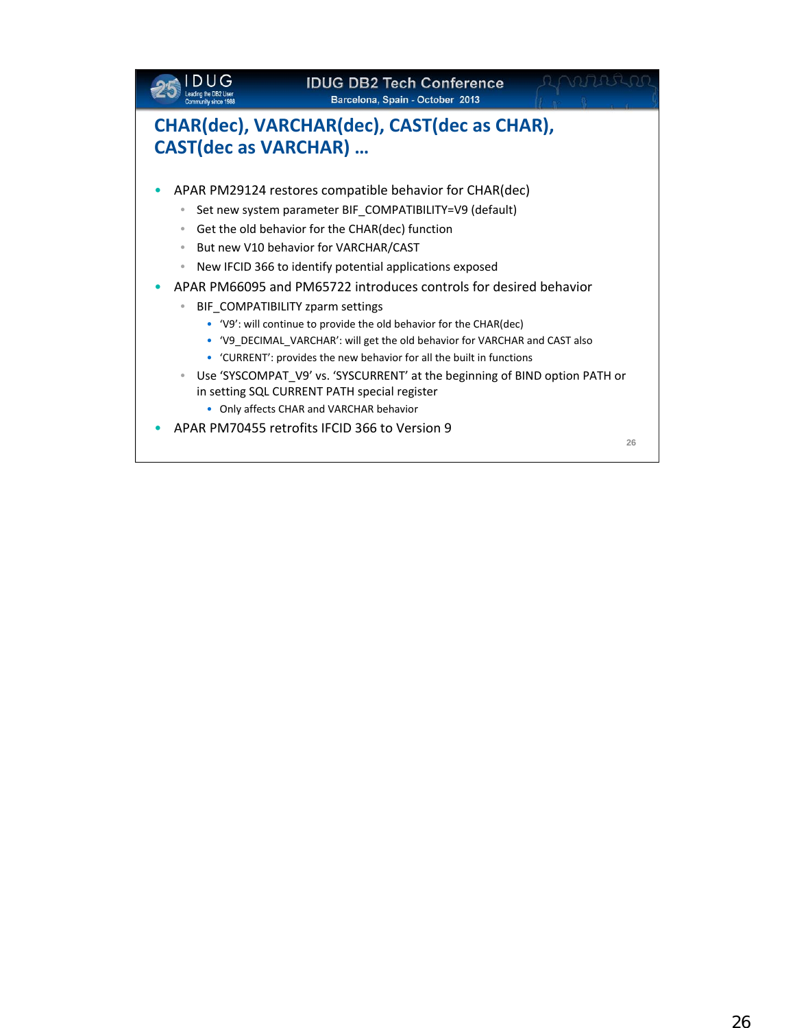# CHAR(dec), VARCHAR(dec), CAST(dec as CHAR), CAST(dec as VARCHAR) …

- APAR PM29124 restores compatible behavior for CHAR(dec)
  - Set new system parameter BIF_COMPATIBILITY=V9 (default)
  - Get the old behavior for the CHAR(dec) function
  - But new V10 behavior for VARCHAR/CAST
  - New IFCID 366 to identify potential applications exposed
- APAR PM66095 and PM65722 introduces controls for desired behavior
  - BIF_COMPATIBILITY zparm settings
    - 'V9': will continue to provide the old behavior for the CHAR(dec)
    - 'V9_DECIMAL_VARCHAR': will get the old behavior for VARCHAR and CAST also
    - 'CURRENT': provides the new behavior for all the built in functions
  - Use 'SYSCOMPAT_V9' vs. 'SYSCURRENT' at the beginning of BIND option PATH or in setting SQL CURRENT PATH special register
    - Only affects CHAR and VARCHAR behavior
- APAR PM70455 retrofits IFCID 366 to Version 9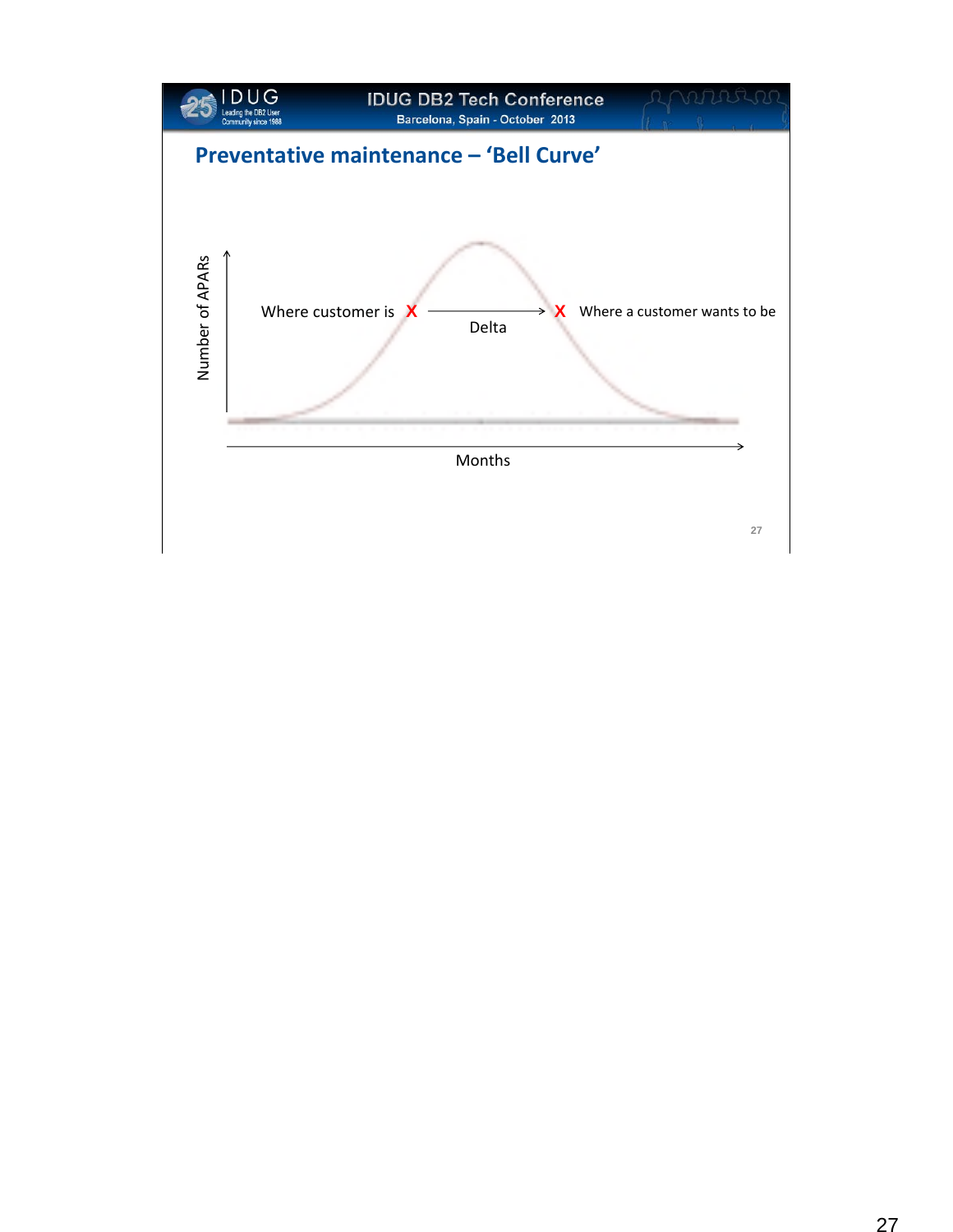## Preventative maintenance – 'Bell Curve'

Number of APARs

Where customer is **X** → **X** Where a customer wants to be

Delta

Months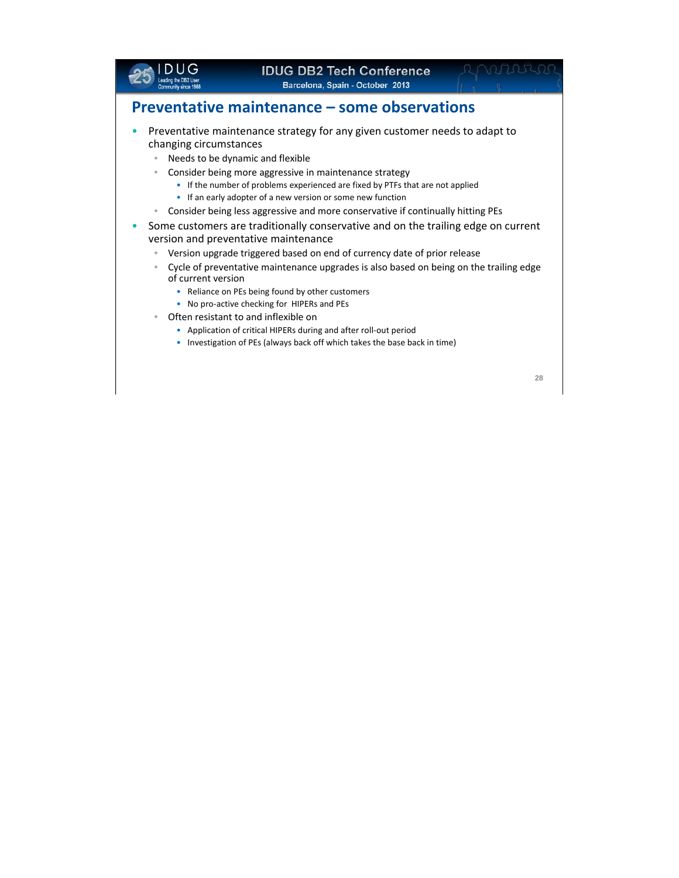## Preventative maintenance – some observations

- Preventative maintenance strategy for any given customer needs to adapt to changing circumstances
  - Needs to be dynamic and flexible
  - Consider being more aggressive in maintenance strategy
    - If the number of problems experienced are fixed by PTFs that are not applied
    - If an early adopter of a new version or some new function
  - Consider being less aggressive and more conservative if continually hitting PEs
- Some customers are traditionally conservative and on the trailing edge on current version and preventative maintenance
  - Version upgrade triggered based on end of currency date of prior release
  - Cycle of preventative maintenance upgrades is also based on being on the trailing edge of current version
    - Reliance on PEs being found by other customers
    - No pro-active checking for HIPERs and PEs
  - Often resistant to and inflexible on
    - Application of critical HIPERs during and after roll-out period
    - Investigation of PEs (always back off which takes the base back in time)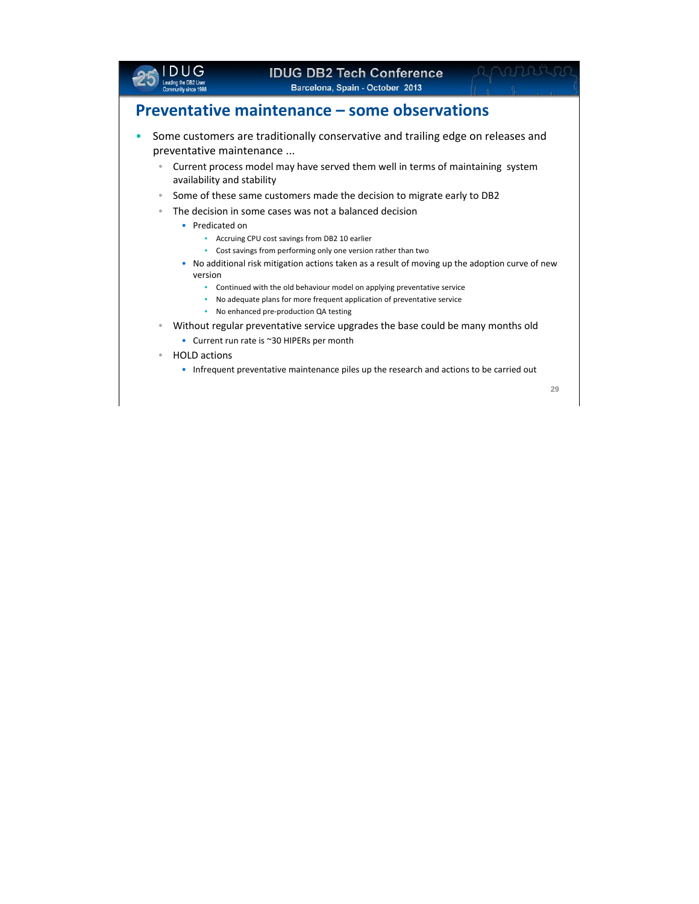## Preventative maintenance – some observations

- Some customers are traditionally conservative and trailing edge on releases and preventative maintenance ...
  - Current process model may have served them well in terms of maintaining system availability and stability
  - Some of these same customers made the decision to migrate early to DB2
  - The decision in some cases was not a balanced decision
    - Predicated on
      - Accruing CPU cost savings from DB2 10 earlier
      - Cost savings from performing only one version rather than two
    - No additional risk mitigation actions taken as a result of moving up the adoption curve of new version
      - Continued with the old behaviour model on applying preventative service
      - No adequate plans for more frequent application of preventative service
      - No enhanced pre-production QA testing
  - Without regular preventative service upgrades the base could be many months old
    - Current run rate is ~30 HIPERs per month
  - HOLD actions
    - Infrequent preventative maintenance piles up the research and actions to be carried out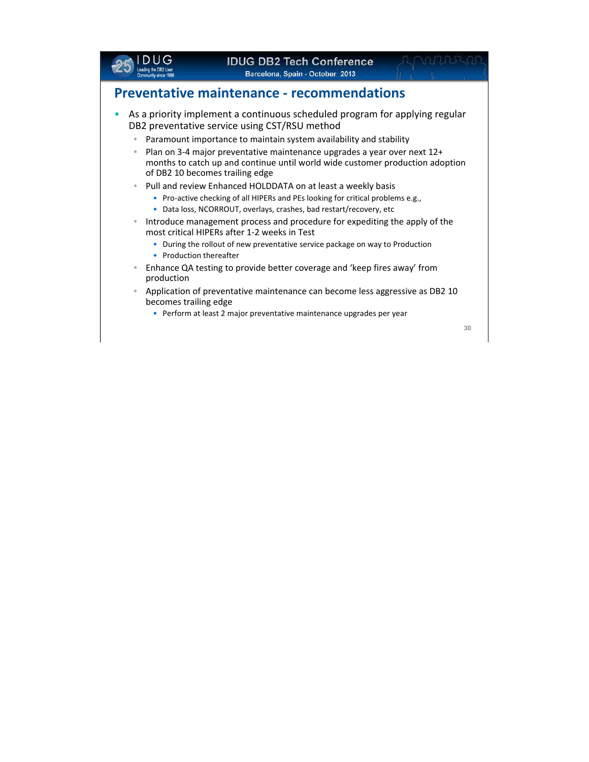# Preventative maintenance - recommendations

- As a priority implement a continuous scheduled program for applying regular DB2 preventative service using CST/RSU method
  - Paramount importance to maintain system availability and stability
  - Plan on 3-4 major preventative maintenance upgrades a year over next 12+ months to catch up and continue until world wide customer production adoption of DB2 10 becomes trailing edge
  - Pull and review Enhanced HOLDDATA on at least a weekly basis
    - Pro-active checking of all HIPERs and PEs looking for critical problems e.g.,
    - Data loss, NCORROUT, overlays, crashes, bad restart/recovery, etc
  - Introduce management process and procedure for expediting the apply of the most critical HIPERs after 1-2 weeks in Test
    - During the rollout of new preventative service package on way to Production
    - Production thereafter
  - Enhance QA testing to provide better coverage and 'keep fires away' from production
  - Application of preventative maintenance can become less aggressive as DB2 10 becomes trailing edge
    - Perform at least 2 major preventative maintenance upgrades per year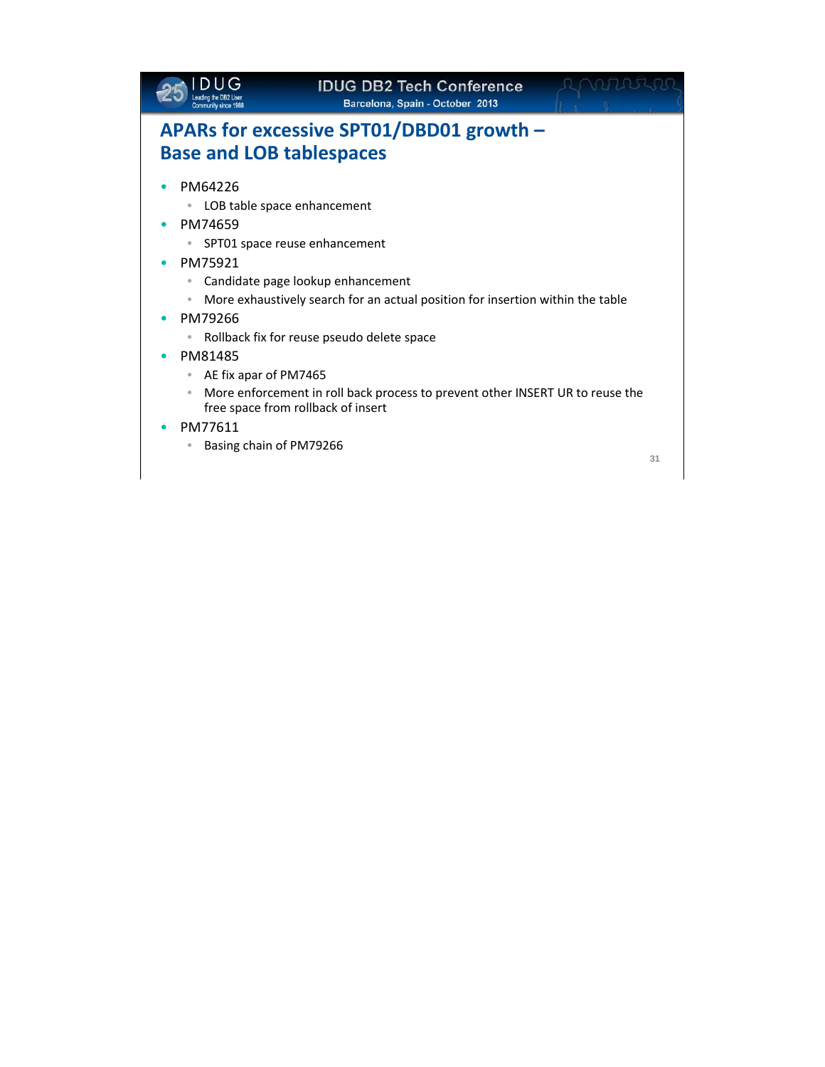# APARs for excessive SPT01/DBD01 growth – Base and LOB tablespaces

- PM64226
  - LOB table space enhancement
- PM74659
  - SPT01 space reuse enhancement
- PM75921
  - Candidate page lookup enhancement
  - More exhaustively search for an actual position for insertion within the table
- PM79266
  - Rollback fix for reuse pseudo delete space
- PM81485
  - AE fix apar of PM7465
  - More enforcement in roll back process to prevent other INSERT UR to reuse the free space from rollback of insert
- PM77611
  - Basing chain of PM79266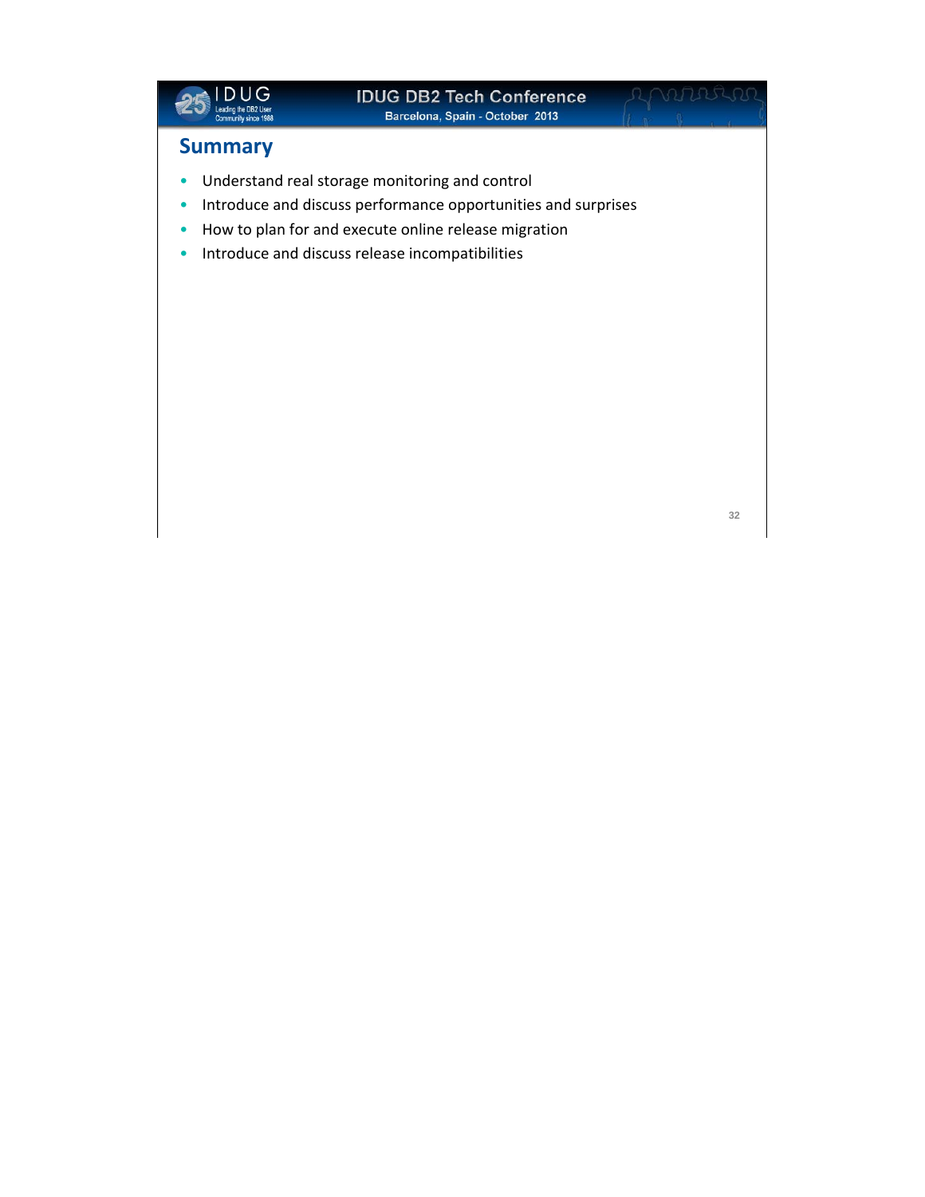## Summary

- Understand real storage monitoring and control
- Introduce and discuss performance opportunities and surprises
- How to plan for and execute online release migration
- Introduce and discuss release incompatibilities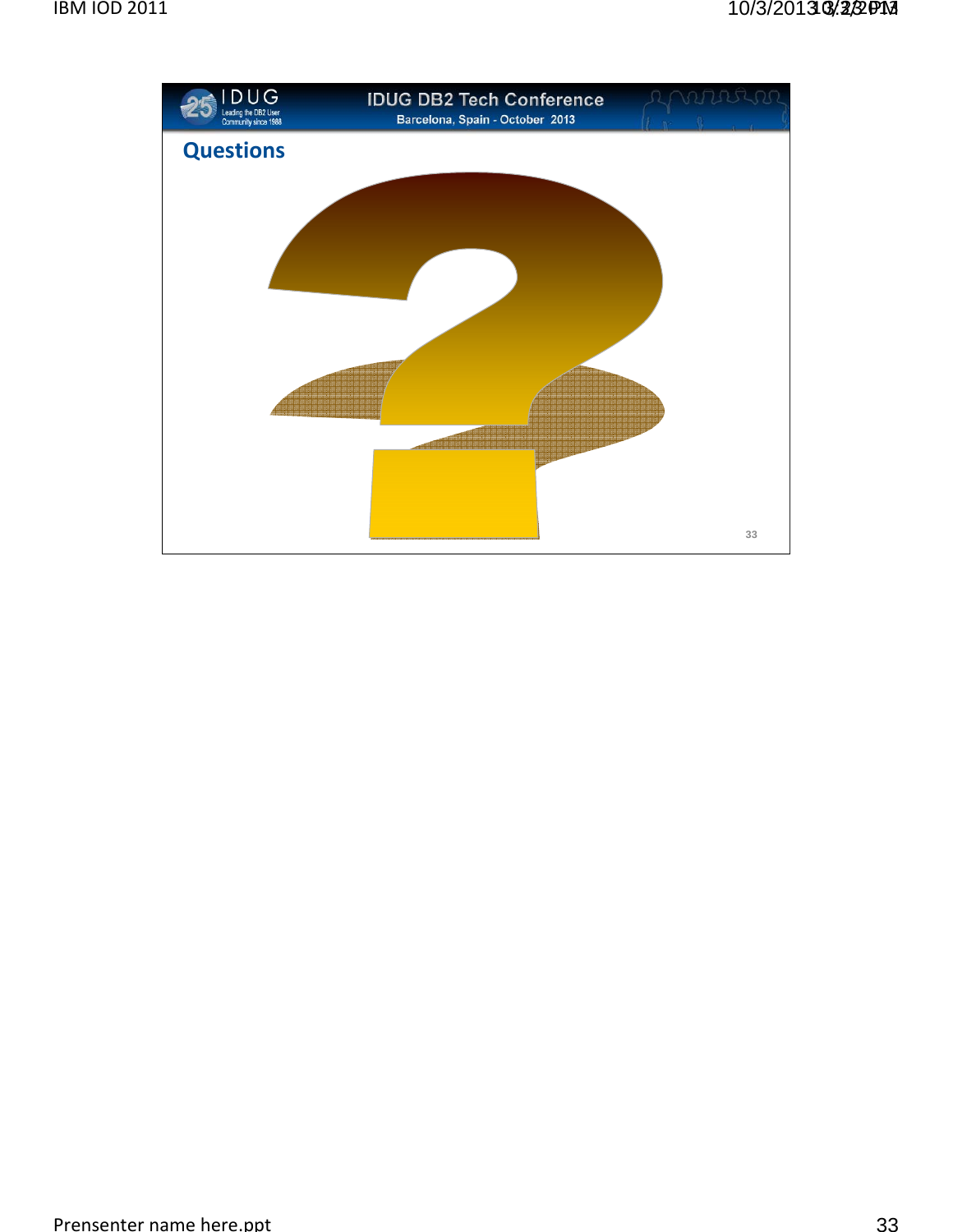## Questions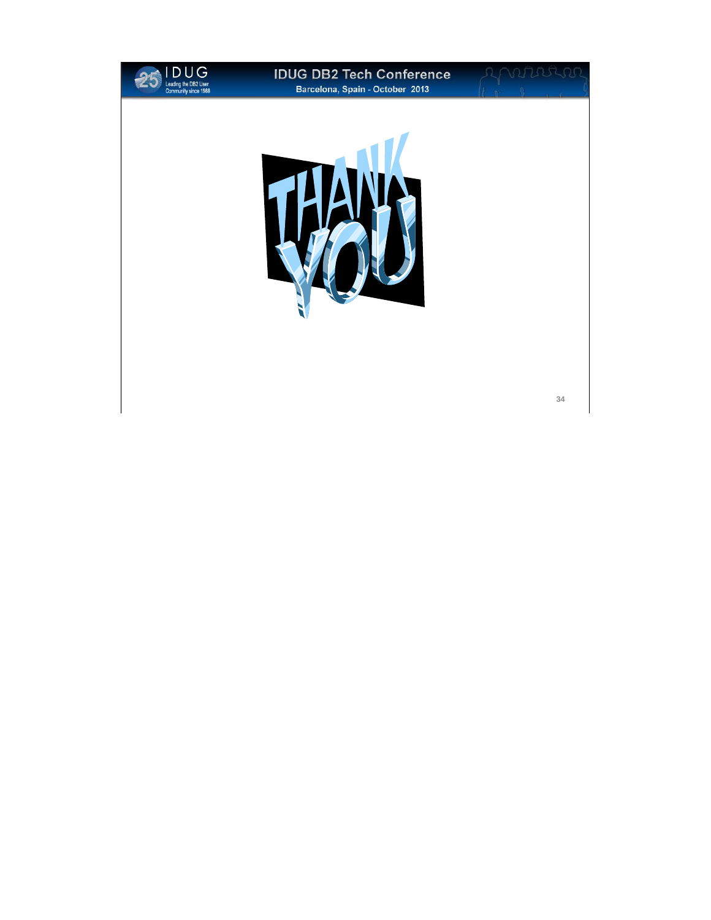THANK YOU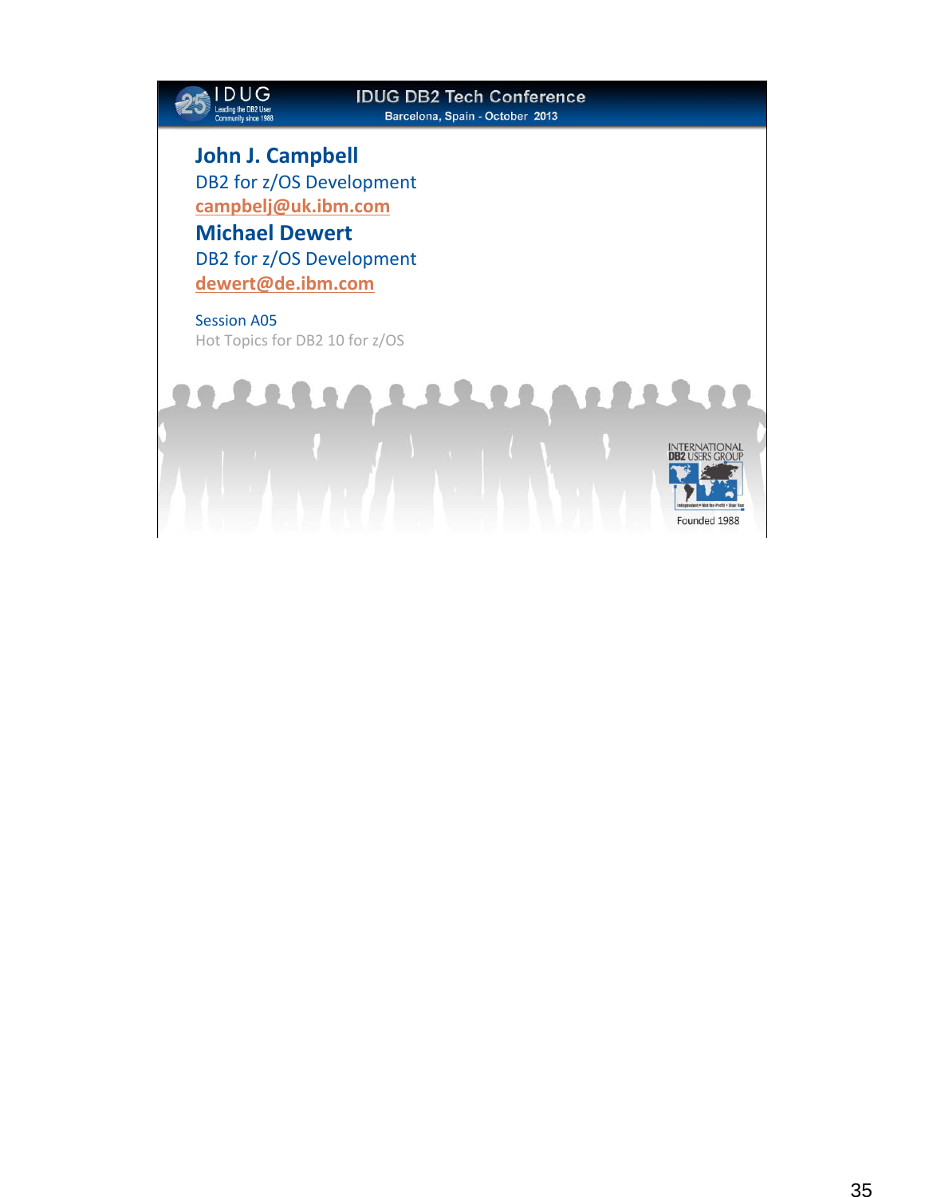**John J. Campbell**
DB2 for z/OS Development
campbelj@uk.ibm.com

**Michael Dewert**
DB2 for z/OS Development
dewert@de.ibm.com

Session A05
Hot Topics for DB2 10 for z/OS